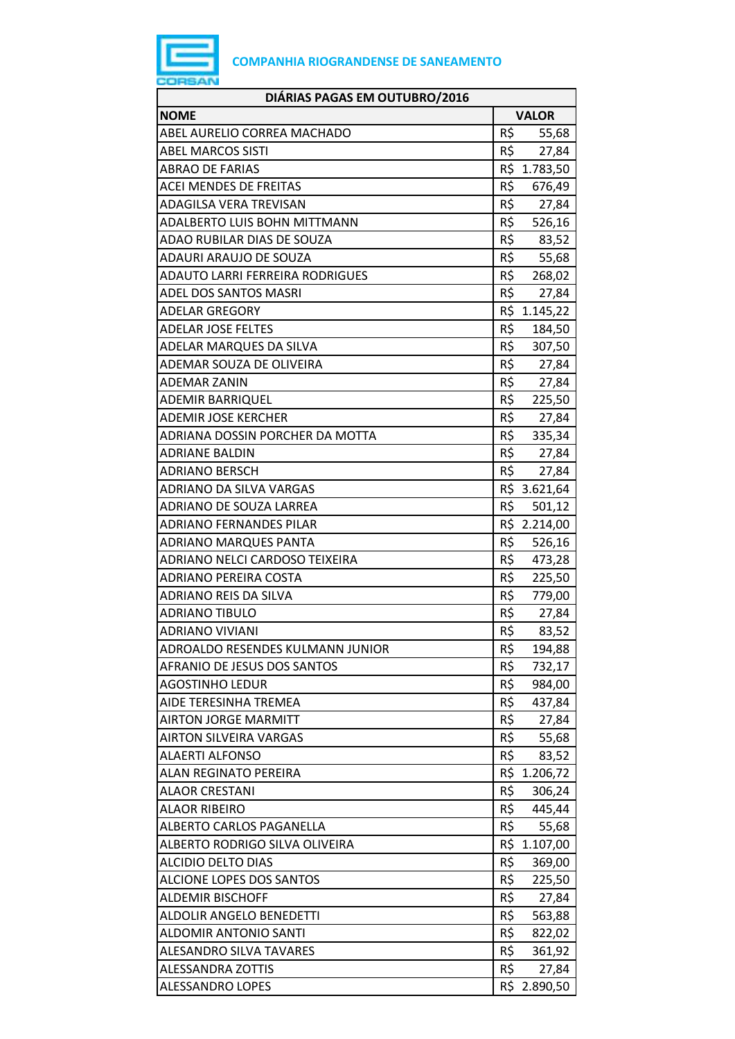**COMPANHIA RIOGRANDENSE DE SANEAMENTO**

| DIÁRIAS PAGAS EM OUTUBRO/2016 | |
|---|---|
| **NOME** | **VALOR** |
| ABEL AURELIO CORREA MACHADO | R$ 55,68 |
| ABEL MARCOS SISTI | R$ 27,84 |
| ABRAO DE FARIAS | R$ 1.783,50 |
| ACEI MENDES DE FREITAS | R$ 676,49 |
| ADAGILSA VERA TREVISAN | R$ 27,84 |
| ADALBERTO LUIS BOHN MITTMANN | R$ 526,16 |
| ADAO RUBILAR DIAS DE SOUZA | R$ 83,52 |
| ADAURI ARAUJO DE SOUZA | R$ 55,68 |
| ADAUTO LARRI FERREIRA RODRIGUES | R$ 268,02 |
| ADEL DOS SANTOS MASRI | R$ 27,84 |
| ADELAR GREGORY | R$ 1.145,22 |
| ADELAR JOSE FELTES | R$ 184,50 |
| ADELAR MARQUES DA SILVA | R$ 307,50 |
| ADEMAR SOUZA DE OLIVEIRA | R$ 27,84 |
| ADEMAR ZANIN | R$ 27,84 |
| ADEMIR BARRIQUEL | R$ 225,50 |
| ADEMIR JOSE KERCHER | R$ 27,84 |
| ADRIANA DOSSIN PORCHER DA MOTTA | R$ 335,34 |
| ADRIANE BALDIN | R$ 27,84 |
| ADRIANO BERSCH | R$ 27,84 |
| ADRIANO DA SILVA VARGAS | R$ 3.621,64 |
| ADRIANO DE SOUZA LARREA | R$ 501,12 |
| ADRIANO FERNANDES PILAR | R$ 2.214,00 |
| ADRIANO MARQUES PANTA | R$ 526,16 |
| ADRIANO NELCI CARDOSO TEIXEIRA | R$ 473,28 |
| ADRIANO PEREIRA COSTA | R$ 225,50 |
| ADRIANO REIS DA SILVA | R$ 779,00 |
| ADRIANO TIBULO | R$ 27,84 |
| ADRIANO VIVIANI | R$ 83,52 |
| ADROALDO RESENDES KULMANN JUNIOR | R$ 194,88 |
| AFRANIO DE JESUS DOS SANTOS | R$ 732,17 |
| AGOSTINHO LEDUR | R$ 984,00 |
| AIDE TERESINHA TREMEA | R$ 437,84 |
| AIRTON JORGE MARMITT | R$ 27,84 |
| AIRTON SILVEIRA VARGAS | R$ 55,68 |
| ALAERTI ALFONSO | R$ 83,52 |
| ALAN REGINATO PEREIRA | R$ 1.206,72 |
| ALAOR CRESTANI | R$ 306,24 |
| ALAOR RIBEIRO | R$ 445,44 |
| ALBERTO CARLOS PAGANELLA | R$ 55,68 |
| ALBERTO RODRIGO SILVA OLIVEIRA | R$ 1.107,00 |
| ALCIDIO DELTO DIAS | R$ 369,00 |
| ALCIONE LOPES DOS SANTOS | R$ 225,50 |
| ALDEMIR BISCHOFF | R$ 27,84 |
| ALDOLIR ANGELO BENEDETTI | R$ 563,88 |
| ALDOMIR ANTONIO SANTI | R$ 822,02 |
| ALESANDRO SILVA TAVARES | R$ 361,92 |
| ALESSANDRA ZOTTIS | R$ 27,84 |
| ALESSANDRO LOPES | R$ 2.890,50 |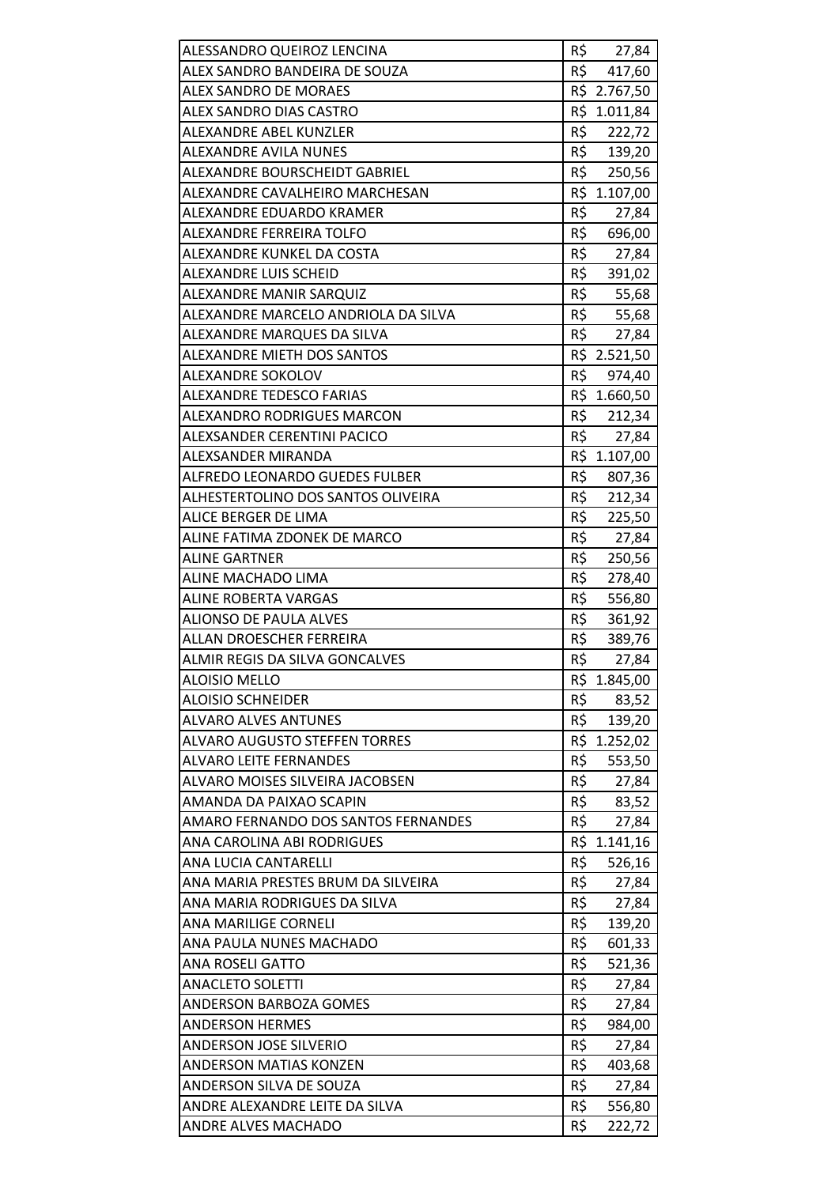| | |
|---|---|
| ALESSANDRO QUEIROZ LENCINA | R$ 27,84 |
| ALEX SANDRO BANDEIRA DE SOUZA | R$ 417,60 |
| ALEX SANDRO DE MORAES | R$ 2.767,50 |
| ALEX SANDRO DIAS CASTRO | R$ 1.011,84 |
| ALEXANDRE ABEL KUNZLER | R$ 222,72 |
| ALEXANDRE AVILA NUNES | R$ 139,20 |
| ALEXANDRE BOURSCHEIDT GABRIEL | R$ 250,56 |
| ALEXANDRE CAVALHEIRO MARCHESAN | R$ 1.107,00 |
| ALEXANDRE EDUARDO KRAMER | R$ 27,84 |
| ALEXANDRE FERREIRA TOLFO | R$ 696,00 |
| ALEXANDRE KUNKEL DA COSTA | R$ 27,84 |
| ALEXANDRE LUIS SCHEID | R$ 391,02 |
| ALEXANDRE MANIR SARQUIZ | R$ 55,68 |
| ALEXANDRE MARCELO ANDRIOLA DA SILVA | R$ 55,68 |
| ALEXANDRE MARQUES DA SILVA | R$ 27,84 |
| ALEXANDRE MIETH DOS SANTOS | R$ 2.521,50 |
| ALEXANDRE SOKOLOV | R$ 974,40 |
| ALEXANDRE TEDESCO FARIAS | R$ 1.660,50 |
| ALEXANDRO RODRIGUES MARCON | R$ 212,34 |
| ALEXSANDER CERENTINI PACICO | R$ 27,84 |
| ALEXSANDER MIRANDA | R$ 1.107,00 |
| ALFREDO LEONARDO GUEDES FULBER | R$ 807,36 |
| ALHESTERTOLINO DOS SANTOS OLIVEIRA | R$ 212,34 |
| ALICE BERGER DE LIMA | R$ 225,50 |
| ALINE FATIMA ZDONEK DE MARCO | R$ 27,84 |
| ALINE GARTNER | R$ 250,56 |
| ALINE MACHADO LIMA | R$ 278,40 |
| ALINE ROBERTA VARGAS | R$ 556,80 |
| ALIONSO DE PAULA ALVES | R$ 361,92 |
| ALLAN DROESCHER FERREIRA | R$ 389,76 |
| ALMIR REGIS DA SILVA GONCALVES | R$ 27,84 |
| ALOISIO MELLO | R$ 1.845,00 |
| ALOISIO SCHNEIDER | R$ 83,52 |
| ALVARO ALVES ANTUNES | R$ 139,20 |
| ALVARO AUGUSTO STEFFEN TORRES | R$ 1.252,02 |
| ALVARO LEITE FERNANDES | R$ 553,50 |
| ALVARO MOISES SILVEIRA JACOBSEN | R$ 27,84 |
| AMANDA DA PAIXAO SCAPIN | R$ 83,52 |
| AMARO FERNANDO DOS SANTOS FERNANDES | R$ 27,84 |
| ANA CAROLINA ABI RODRIGUES | R$ 1.141,16 |
| ANA LUCIA CANTARELLI | R$ 526,16 |
| ANA MARIA PRESTES BRUM DA SILVEIRA | R$ 27,84 |
| ANA MARIA RODRIGUES DA SILVA | R$ 27,84 |
| ANA MARILIGE CORNELI | R$ 139,20 |
| ANA PAULA NUNES MACHADO | R$ 601,33 |
| ANA ROSELI GATTO | R$ 521,36 |
| ANACLETO SOLETTI | R$ 27,84 |
| ANDERSON BARBOZA GOMES | R$ 27,84 |
| ANDERSON HERMES | R$ 984,00 |
| ANDERSON JOSE SILVERIO | R$ 27,84 |
| ANDERSON MATIAS KONZEN | R$ 403,68 |
| ANDERSON SILVA DE SOUZA | R$ 27,84 |
| ANDRE ALEXANDRE LEITE DA SILVA | R$ 556,80 |
| ANDRE ALVES MACHADO | R$ 222,72 |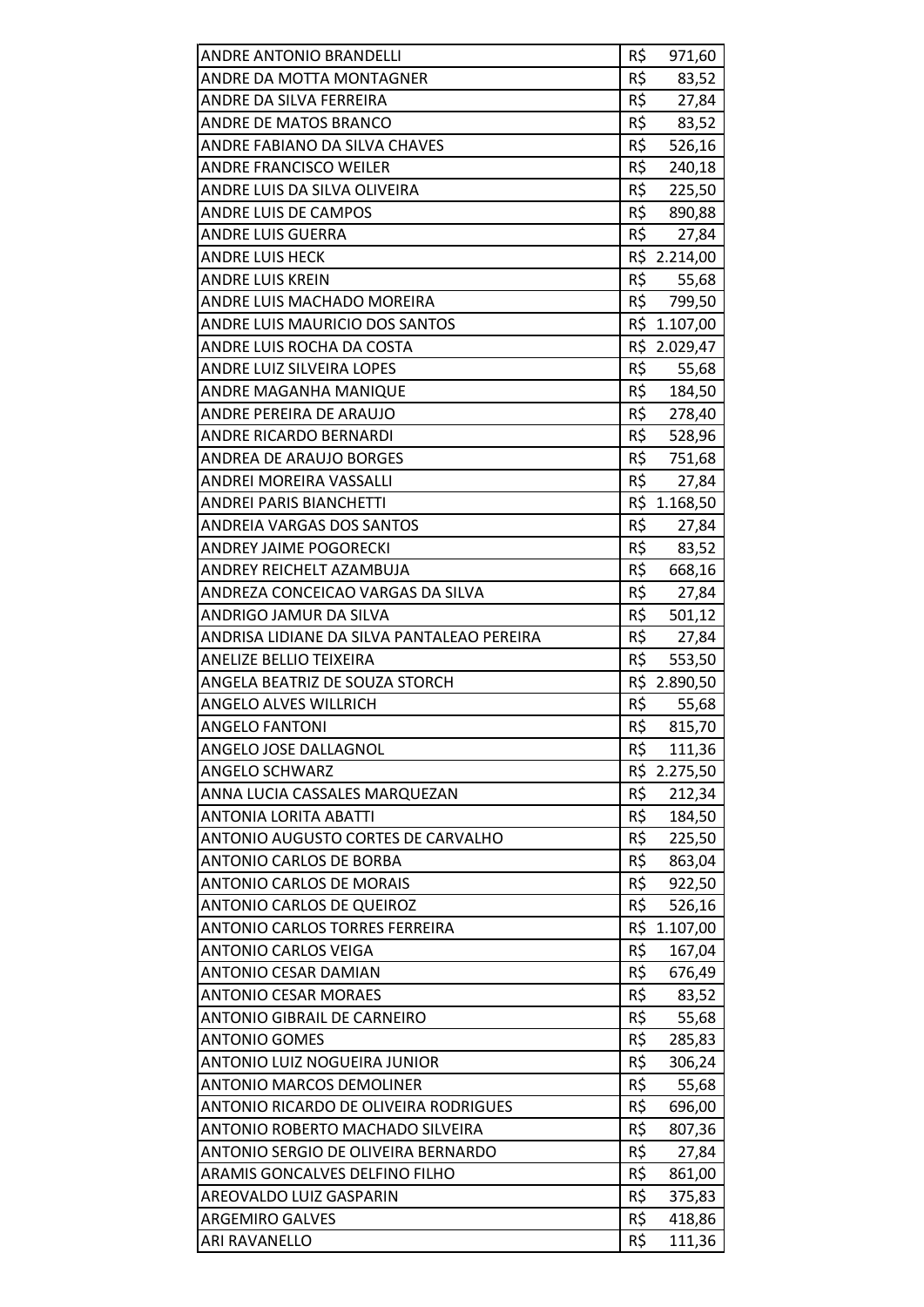| | |
|---|---|
| ANDRE ANTONIO BRANDELLI | R$ 971,60 |
| ANDRE DA MOTTA MONTAGNER | R$ 83,52 |
| ANDRE DA SILVA FERREIRA | R$ 27,84 |
| ANDRE DE MATOS BRANCO | R$ 83,52 |
| ANDRE FABIANO DA SILVA CHAVES | R$ 526,16 |
| ANDRE FRANCISCO WEILER | R$ 240,18 |
| ANDRE LUIS DA SILVA OLIVEIRA | R$ 225,50 |
| ANDRE LUIS DE CAMPOS | R$ 890,88 |
| ANDRE LUIS GUERRA | R$ 27,84 |
| ANDRE LUIS HECK | R$ 2.214,00 |
| ANDRE LUIS KREIN | R$ 55,68 |
| ANDRE LUIS MACHADO MOREIRA | R$ 799,50 |
| ANDRE LUIS MAURICIO DOS SANTOS | R$ 1.107,00 |
| ANDRE LUIS ROCHA DA COSTA | R$ 2.029,47 |
| ANDRE LUIZ SILVEIRA LOPES | R$ 55,68 |
| ANDRE MAGANHA MANIQUE | R$ 184,50 |
| ANDRE PEREIRA DE ARAUJO | R$ 278,40 |
| ANDRE RICARDO BERNARDI | R$ 528,96 |
| ANDREA DE ARAUJO BORGES | R$ 751,68 |
| ANDREI MOREIRA VASSALLI | R$ 27,84 |
| ANDREI PARIS BIANCHETTI | R$ 1.168,50 |
| ANDREIA VARGAS DOS SANTOS | R$ 27,84 |
| ANDREY JAIME POGORECKI | R$ 83,52 |
| ANDREY REICHELT AZAMBUJA | R$ 668,16 |
| ANDREZA CONCEICAO VARGAS DA SILVA | R$ 27,84 |
| ANDRIGO JAMUR DA SILVA | R$ 501,12 |
| ANDRISA LIDIANE DA SILVA PANTALEAO PEREIRA | R$ 27,84 |
| ANELIZE BELLIO TEIXEIRA | R$ 553,50 |
| ANGELA BEATRIZ DE SOUZA STORCH | R$ 2.890,50 |
| ANGELO ALVES WILLRICH | R$ 55,68 |
| ANGELO FANTONI | R$ 815,70 |
| ANGELO JOSE DALLAGNOL | R$ 111,36 |
| ANGELO SCHWARZ | R$ 2.275,50 |
| ANNA LUCIA CASSALES MARQUEZAN | R$ 212,34 |
| ANTONIA LORITA ABATTI | R$ 184,50 |
| ANTONIO AUGUSTO CORTES DE CARVALHO | R$ 225,50 |
| ANTONIO CARLOS DE BORBA | R$ 863,04 |
| ANTONIO CARLOS DE MORAIS | R$ 922,50 |
| ANTONIO CARLOS DE QUEIROZ | R$ 526,16 |
| ANTONIO CARLOS TORRES FERREIRA | R$ 1.107,00 |
| ANTONIO CARLOS VEIGA | R$ 167,04 |
| ANTONIO CESAR DAMIAN | R$ 676,49 |
| ANTONIO CESAR MORAES | R$ 83,52 |
| ANTONIO GIBRAIL DE CARNEIRO | R$ 55,68 |
| ANTONIO GOMES | R$ 285,83 |
| ANTONIO LUIZ NOGUEIRA JUNIOR | R$ 306,24 |
| ANTONIO MARCOS DEMOLINER | R$ 55,68 |
| ANTONIO RICARDO DE OLIVEIRA RODRIGUES | R$ 696,00 |
| ANTONIO ROBERTO MACHADO SILVEIRA | R$ 807,36 |
| ANTONIO SERGIO DE OLIVEIRA BERNARDO | R$ 27,84 |
| ARAMIS GONCALVES DELFINO FILHO | R$ 861,00 |
| AREOVALDO LUIZ GASPARIN | R$ 375,83 |
| ARGEMIRO GALVES | R$ 418,86 |
| ARI RAVANELLO | R$ 111,36 |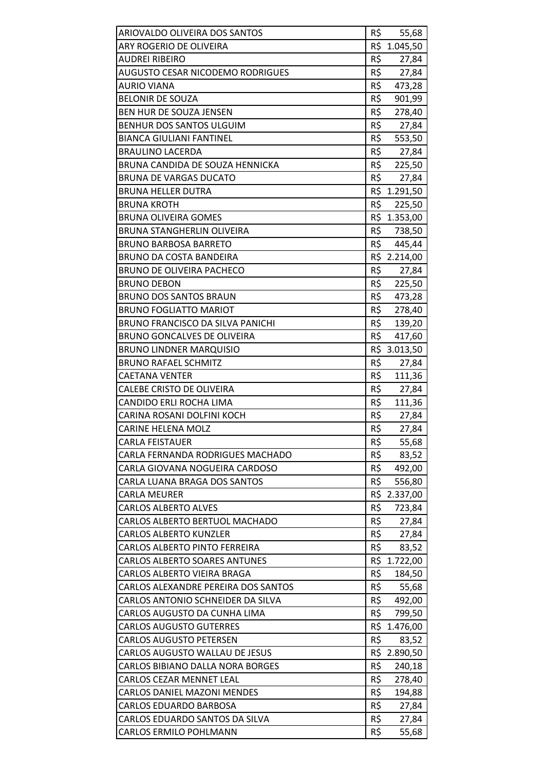| | |
|---|---|
| ARIOVALDO OLIVEIRA DOS SANTOS | R$ 55,68 |
| ARY ROGERIO DE OLIVEIRA | R$ 1.045,50 |
| AUDREI RIBEIRO | R$ 27,84 |
| AUGUSTO CESAR NICODEMO RODRIGUES | R$ 27,84 |
| AURIO VIANA | R$ 473,28 |
| BELONIR DE SOUZA | R$ 901,99 |
| BEN HUR DE SOUZA JENSEN | R$ 278,40 |
| BENHUR DOS SANTOS ULGUIM | R$ 27,84 |
| BIANCA GIULIANI FANTINEL | R$ 553,50 |
| BRAULINO LACERDA | R$ 27,84 |
| BRUNA CANDIDA DE SOUZA HENNICKA | R$ 225,50 |
| BRUNA DE VARGAS DUCATO | R$ 27,84 |
| BRUNA HELLER DUTRA | R$ 1.291,50 |
| BRUNA KROTH | R$ 225,50 |
| BRUNA OLIVEIRA GOMES | R$ 1.353,00 |
| BRUNA STANGHERLIN OLIVEIRA | R$ 738,50 |
| BRUNO BARBOSA BARRETO | R$ 445,44 |
| BRUNO DA COSTA BANDEIRA | R$ 2.214,00 |
| BRUNO DE OLIVEIRA PACHECO | R$ 27,84 |
| BRUNO DEBON | R$ 225,50 |
| BRUNO DOS SANTOS BRAUN | R$ 473,28 |
| BRUNO FOGLIATTO MARIOT | R$ 278,40 |
| BRUNO FRANCISCO DA SILVA PANICHI | R$ 139,20 |
| BRUNO GONCALVES DE OLIVEIRA | R$ 417,60 |
| BRUNO LINDNER MARQUISIO | R$ 3.013,50 |
| BRUNO RAFAEL SCHMITZ | R$ 27,84 |
| CAETANA VENTER | R$ 111,36 |
| CALEBE CRISTO DE OLIVEIRA | R$ 27,84 |
| CANDIDO ERLI ROCHA LIMA | R$ 111,36 |
| CARINA ROSANI DOLFINI KOCH | R$ 27,84 |
| CARINE HELENA MOLZ | R$ 27,84 |
| CARLA FEISTAUER | R$ 55,68 |
| CARLA FERNANDA RODRIGUES MACHADO | R$ 83,52 |
| CARLA GIOVANA NOGUEIRA CARDOSO | R$ 492,00 |
| CARLA LUANA BRAGA DOS SANTOS | R$ 556,80 |
| CARLA MEURER | R$ 2.337,00 |
| CARLOS ALBERTO ALVES | R$ 723,84 |
| CARLOS ALBERTO BERTUOL MACHADO | R$ 27,84 |
| CARLOS ALBERTO KUNZLER | R$ 27,84 |
| CARLOS ALBERTO PINTO FERREIRA | R$ 83,52 |
| CARLOS ALBERTO SOARES ANTUNES | R$ 1.722,00 |
| CARLOS ALBERTO VIEIRA BRAGA | R$ 184,50 |
| CARLOS ALEXANDRE PEREIRA DOS SANTOS | R$ 55,68 |
| CARLOS ANTONIO SCHNEIDER DA SILVA | R$ 492,00 |
| CARLOS AUGUSTO DA CUNHA LIMA | R$ 799,50 |
| CARLOS AUGUSTO GUTERRES | R$ 1.476,00 |
| CARLOS AUGUSTO PETERSEN | R$ 83,52 |
| CARLOS AUGUSTO WALLAU DE JESUS | R$ 2.890,50 |
| CARLOS BIBIANO DALLA NORA BORGES | R$ 240,18 |
| CARLOS CEZAR MENNET LEAL | R$ 278,40 |
| CARLOS DANIEL MAZONI MENDES | R$ 194,88 |
| CARLOS EDUARDO BARBOSA | R$ 27,84 |
| CARLOS EDUARDO SANTOS DA SILVA | R$ 27,84 |
| CARLOS ERMILO POHLMANN | R$ 55,68 |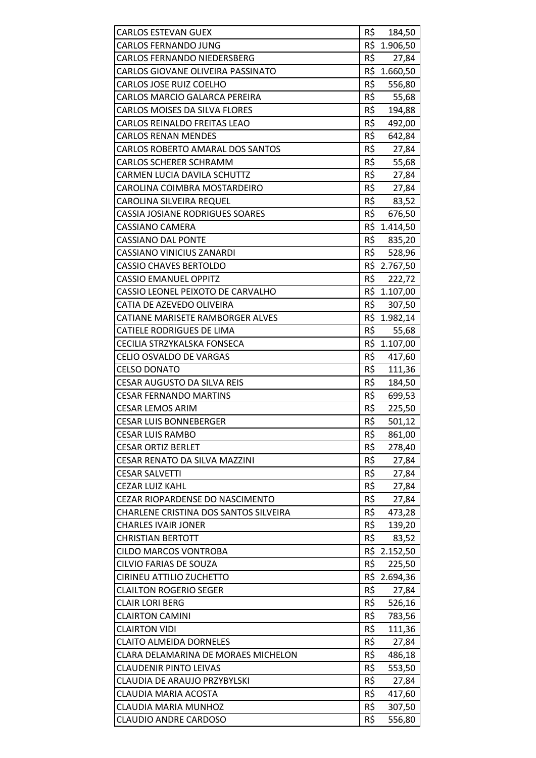| | |
|---|---|
| CARLOS ESTEVAN GUEX | R$ 184,50 |
| CARLOS FERNANDO JUNG | R$ 1.906,50 |
| CARLOS FERNANDO NIEDERSBERG | R$ 27,84 |
| CARLOS GIOVANE OLIVEIRA PASSINATO | R$ 1.660,50 |
| CARLOS JOSE RUIZ COELHO | R$ 556,80 |
| CARLOS MARCIO GALARCA PEREIRA | R$ 55,68 |
| CARLOS MOISES DA SILVA FLORES | R$ 194,88 |
| CARLOS REINALDO FREITAS LEAO | R$ 492,00 |
| CARLOS RENAN MENDES | R$ 642,84 |
| CARLOS ROBERTO AMARAL DOS SANTOS | R$ 27,84 |
| CARLOS SCHERER SCHRAMM | R$ 55,68 |
| CARMEN LUCIA DAVILA SCHUTTZ | R$ 27,84 |
| CAROLINA COIMBRA MOSTARDEIRO | R$ 27,84 |
| CAROLINA SILVEIRA REQUEL | R$ 83,52 |
| CASSIA JOSIANE RODRIGUES SOARES | R$ 676,50 |
| CASSIANO CAMERA | R$ 1.414,50 |
| CASSIANO DAL PONTE | R$ 835,20 |
| CASSIANO VINICIUS ZANARDI | R$ 528,96 |
| CASSIO CHAVES BERTOLDO | R$ 2.767,50 |
| CASSIO EMANUEL OPPITZ | R$ 222,72 |
| CASSIO LEONEL PEIXOTO DE CARVALHO | R$ 1.107,00 |
| CATIA DE AZEVEDO OLIVEIRA | R$ 307,50 |
| CATIANE MARISETE RAMBORGER ALVES | R$ 1.982,14 |
| CATIELE RODRIGUES DE LIMA | R$ 55,68 |
| CECILIA STRZYKALSKA FONSECA | R$ 1.107,00 |
| CELIO OSVALDO DE VARGAS | R$ 417,60 |
| CELSO DONATO | R$ 111,36 |
| CESAR AUGUSTO DA SILVA REIS | R$ 184,50 |
| CESAR FERNANDO MARTINS | R$ 699,53 |
| CESAR LEMOS ARIM | R$ 225,50 |
| CESAR LUIS BONNEBERGER | R$ 501,12 |
| CESAR LUIS RAMBO | R$ 861,00 |
| CESAR ORTIZ BERLET | R$ 278,40 |
| CESAR RENATO DA SILVA MAZZINI | R$ 27,84 |
| CESAR SALVETTI | R$ 27,84 |
| CEZAR LUIZ KAHL | R$ 27,84 |
| CEZAR RIOPARDENSE DO NASCIMENTO | R$ 27,84 |
| CHARLENE CRISTINA DOS SANTOS SILVEIRA | R$ 473,28 |
| CHARLES IVAIR JONER | R$ 139,20 |
| CHRISTIAN BERTOTT | R$ 83,52 |
| CILDO MARCOS VONTROBA | R$ 2.152,50 |
| CILVIO FARIAS DE SOUZA | R$ 225,50 |
| CIRINEU ATTILIO ZUCHETTO | R$ 2.694,36 |
| CLAILTON ROGERIO SEGER | R$ 27,84 |
| CLAIR LORI BERG | R$ 526,16 |
| CLAIRTON CAMINI | R$ 783,56 |
| CLAIRTON VIDI | R$ 111,36 |
| CLAITO ALMEIDA DORNELES | R$ 27,84 |
| CLARA DELAMARINA DE MORAES MICHELON | R$ 486,18 |
| CLAUDENIR PINTO LEIVAS | R$ 553,50 |
| CLAUDIA DE ARAUJO PRZYBYLSKI | R$ 27,84 |
| CLAUDIA MARIA ACOSTA | R$ 417,60 |
| CLAUDIA MARIA MUNHOZ | R$ 307,50 |
| CLAUDIO ANDRE CARDOSO | R$ 556,80 |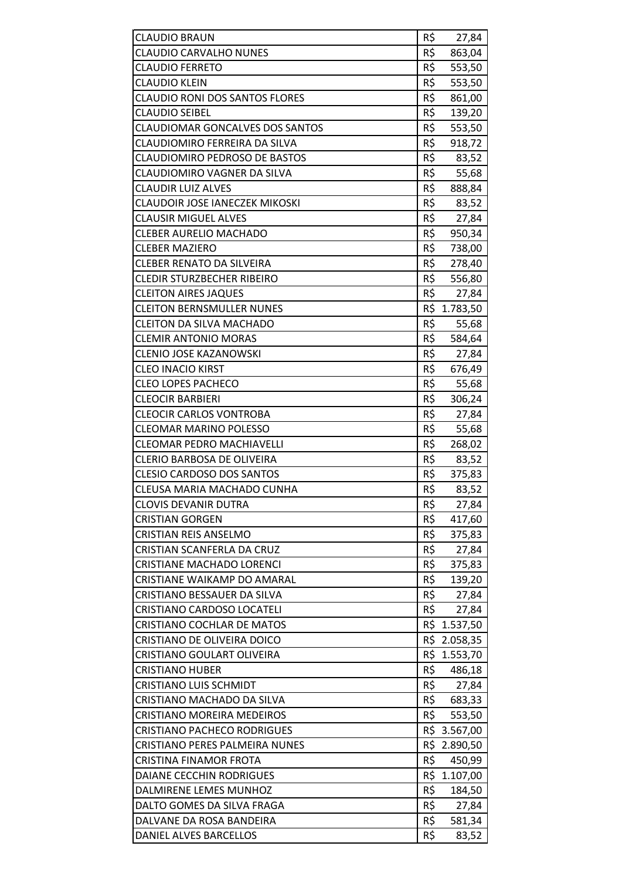| | |
|---|---|
| CLAUDIO BRAUN | R$ 27,84 |
| CLAUDIO CARVALHO NUNES | R$ 863,04 |
| CLAUDIO FERRETO | R$ 553,50 |
| CLAUDIO KLEIN | R$ 553,50 |
| CLAUDIO RONI DOS SANTOS FLORES | R$ 861,00 |
| CLAUDIO SEIBEL | R$ 139,20 |
| CLAUDIOMAR GONCALVES DOS SANTOS | R$ 553,50 |
| CLAUDIOMIRO FERREIRA DA SILVA | R$ 918,72 |
| CLAUDIOMIRO PEDROSO DE BASTOS | R$ 83,52 |
| CLAUDIOMIRO VAGNER DA SILVA | R$ 55,68 |
| CLAUDIR LUIZ ALVES | R$ 888,84 |
| CLAUDOIR JOSE IANECZEK MIKOSKI | R$ 83,52 |
| CLAUSIR MIGUEL ALVES | R$ 27,84 |
| CLEBER AURELIO MACHADO | R$ 950,34 |
| CLEBER MAZIERO | R$ 738,00 |
| CLEBER RENATO DA SILVEIRA | R$ 278,40 |
| CLEDIR STURZBECHER RIBEIRO | R$ 556,80 |
| CLEITON AIRES JAQUES | R$ 27,84 |
| CLEITON BERNSMULLER NUNES | R$ 1.783,50 |
| CLEITON DA SILVA MACHADO | R$ 55,68 |
| CLEMIR ANTONIO MORAS | R$ 584,64 |
| CLENIO JOSE KAZANOWSKI | R$ 27,84 |
| CLEO INACIO KIRST | R$ 676,49 |
| CLEO LOPES PACHECO | R$ 55,68 |
| CLEOCIR BARBIERI | R$ 306,24 |
| CLEOCIR CARLOS VONTROBA | R$ 27,84 |
| CLEOMAR MARINO POLESSO | R$ 55,68 |
| CLEOMAR PEDRO MACHIAVELLI | R$ 268,02 |
| CLERIO BARBOSA DE OLIVEIRA | R$ 83,52 |
| CLESIO CARDOSO DOS SANTOS | R$ 375,83 |
| CLEUSA MARIA MACHADO CUNHA | R$ 83,52 |
| CLOVIS DEVANIR DUTRA | R$ 27,84 |
| CRISTIAN GORGEN | R$ 417,60 |
| CRISTIAN REIS ANSELMO | R$ 375,83 |
| CRISTIAN SCANFERLA DA CRUZ | R$ 27,84 |
| CRISTIANE MACHADO LORENCI | R$ 375,83 |
| CRISTIANE WAIKAMP DO AMARAL | R$ 139,20 |
| CRISTIANO BESSAUER DA SILVA | R$ 27,84 |
| CRISTIANO CARDOSO LOCATELI | R$ 27,84 |
| CRISTIANO COCHLAR DE MATOS | R$ 1.537,50 |
| CRISTIANO DE OLIVEIRA DOICO | R$ 2.058,35 |
| CRISTIANO GOULART OLIVEIRA | R$ 1.553,70 |
| CRISTIANO HUBER | R$ 486,18 |
| CRISTIANO LUIS SCHMIDT | R$ 27,84 |
| CRISTIANO MACHADO DA SILVA | R$ 683,33 |
| CRISTIANO MOREIRA MEDEIROS | R$ 553,50 |
| CRISTIANO PACHECO RODRIGUES | R$ 3.567,00 |
| CRISTIANO PERES PALMEIRA NUNES | R$ 2.890,50 |
| CRISTINA FINAMOR FROTA | R$ 450,99 |
| DAIANE CECCHIN RODRIGUES | R$ 1.107,00 |
| DALMIRENE LEMES MUNHOZ | R$ 184,50 |
| DALTO GOMES DA SILVA FRAGA | R$ 27,84 |
| DALVANE DA ROSA BANDEIRA | R$ 581,34 |
| DANIEL ALVES BARCELLOS | R$ 83,52 |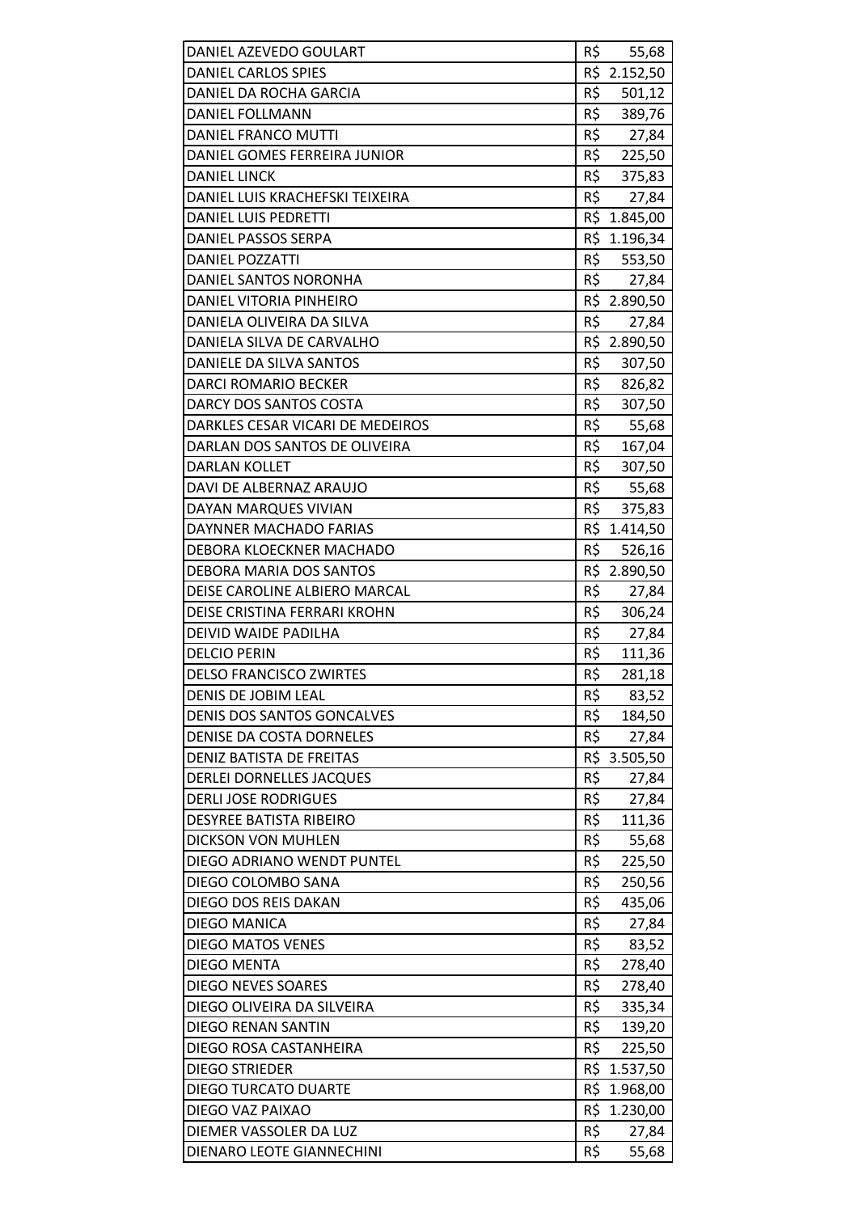| | |
|---|---|
| DANIEL AZEVEDO GOULART | R$ 55,68 |
| DANIEL CARLOS SPIES | R$ 2.152,50 |
| DANIEL DA ROCHA GARCIA | R$ 501,12 |
| DANIEL FOLLMANN | R$ 389,76 |
| DANIEL FRANCO MUTTI | R$ 27,84 |
| DANIEL GOMES FERREIRA JUNIOR | R$ 225,50 |
| DANIEL LINCK | R$ 375,83 |
| DANIEL LUIS KRACHEFSKI TEIXEIRA | R$ 27,84 |
| DANIEL LUIS PEDRETTI | R$ 1.845,00 |
| DANIEL PASSOS SERPA | R$ 1.196,34 |
| DANIEL POZZATTI | R$ 553,50 |
| DANIEL SANTOS NORONHA | R$ 27,84 |
| DANIEL VITORIA PINHEIRO | R$ 2.890,50 |
| DANIELA OLIVEIRA DA SILVA | R$ 27,84 |
| DANIELA SILVA DE CARVALHO | R$ 2.890,50 |
| DANIELE DA SILVA SANTOS | R$ 307,50 |
| DARCI ROMARIO BECKER | R$ 826,82 |
| DARCY DOS SANTOS COSTA | R$ 307,50 |
| DARKLES CESAR VICARI DE MEDEIROS | R$ 55,68 |
| DARLAN DOS SANTOS DE OLIVEIRA | R$ 167,04 |
| DARLAN KOLLET | R$ 307,50 |
| DAVI DE ALBERNAZ ARAUJO | R$ 55,68 |
| DAYAN MARQUES VIVIAN | R$ 375,83 |
| DAYNNER MACHADO FARIAS | R$ 1.414,50 |
| DEBORA KLOECKNER MACHADO | R$ 526,16 |
| DEBORA MARIA DOS SANTOS | R$ 2.890,50 |
| DEISE CAROLINE ALBIERO MARCAL | R$ 27,84 |
| DEISE CRISTINA FERRARI KROHN | R$ 306,24 |
| DEIVID WAIDE PADILHA | R$ 27,84 |
| DELCIO PERIN | R$ 111,36 |
| DELSO FRANCISCO ZWIRTES | R$ 281,18 |
| DENIS DE JOBIM LEAL | R$ 83,52 |
| DENIS DOS SANTOS GONCALVES | R$ 184,50 |
| DENISE DA COSTA DORNELES | R$ 27,84 |
| DENIZ BATISTA DE FREITAS | R$ 3.505,50 |
| DERLEI DORNELLES JACQUES | R$ 27,84 |
| DERLI JOSE RODRIGUES | R$ 27,84 |
| DESYREE BATISTA RIBEIRO | R$ 111,36 |
| DICKSON VON MUHLEN | R$ 55,68 |
| DIEGO ADRIANO WENDT PUNTEL | R$ 225,50 |
| DIEGO COLOMBO SANA | R$ 250,56 |
| DIEGO DOS REIS DAKAN | R$ 435,06 |
| DIEGO MANICA | R$ 27,84 |
| DIEGO MATOS VENES | R$ 83,52 |
| DIEGO MENTA | R$ 278,40 |
| DIEGO NEVES SOARES | R$ 278,40 |
| DIEGO OLIVEIRA DA SILVEIRA | R$ 335,34 |
| DIEGO RENAN SANTIN | R$ 139,20 |
| DIEGO ROSA CASTANHEIRA | R$ 225,50 |
| DIEGO STRIEDER | R$ 1.537,50 |
| DIEGO TURCATO DUARTE | R$ 1.968,00 |
| DIEGO VAZ PAIXAO | R$ 1.230,00 |
| DIEMER VASSOLER DA LUZ | R$ 27,84 |
| DIENARO LEOTE GIANNECHINI | R$ 55,68 |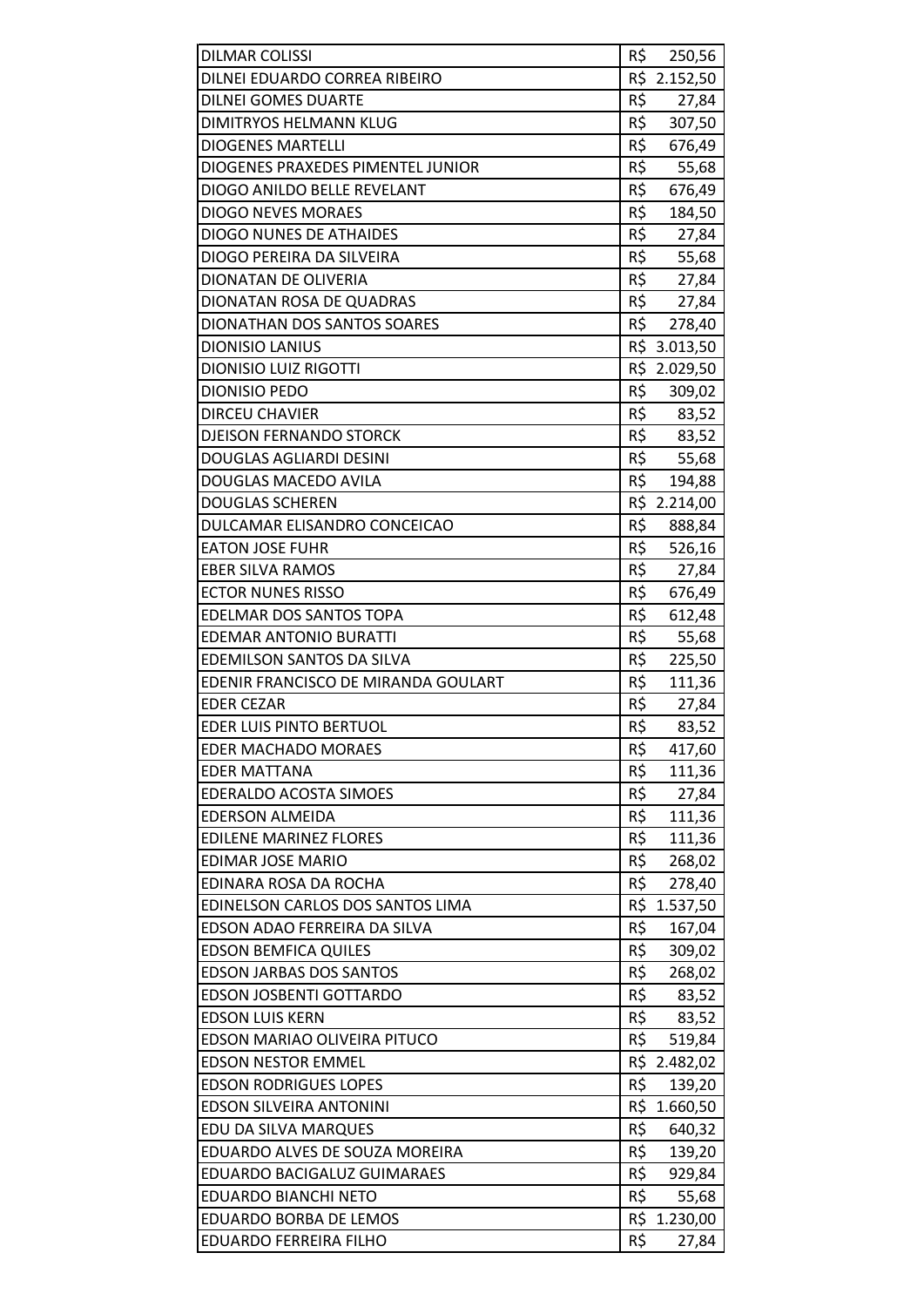| | |
|---|---|
| DILMAR COLISSI | R$ 250,56 |
| DILNEI EDUARDO CORREA RIBEIRO | R$ 2.152,50 |
| DILNEI GOMES DUARTE | R$ 27,84 |
| DIMITRYOS HELMANN KLUG | R$ 307,50 |
| DIOGENES MARTELLI | R$ 676,49 |
| DIOGENES PRAXEDES PIMENTEL JUNIOR | R$ 55,68 |
| DIOGO ANILDO BELLE REVELANT | R$ 676,49 |
| DIOGO NEVES MORAES | R$ 184,50 |
| DIOGO NUNES DE ATHAIDES | R$ 27,84 |
| DIOGO PEREIRA DA SILVEIRA | R$ 55,68 |
| DIONATAN DE OLIVERIA | R$ 27,84 |
| DIONATAN ROSA DE QUADRAS | R$ 27,84 |
| DIONATHAN DOS SANTOS SOARES | R$ 278,40 |
| DIONISIO LANIUS | R$ 3.013,50 |
| DIONISIO LUIZ RIGOTTI | R$ 2.029,50 |
| DIONISIO PEDO | R$ 309,02 |
| DIRCEU CHAVIER | R$ 83,52 |
| DJEISON FERNANDO STORCK | R$ 83,52 |
| DOUGLAS AGLIARDI DESINI | R$ 55,68 |
| DOUGLAS MACEDO AVILA | R$ 194,88 |
| DOUGLAS SCHEREN | R$ 2.214,00 |
| DULCAMAR ELISANDRO CONCEICAO | R$ 888,84 |
| EATON JOSE FUHR | R$ 526,16 |
| EBER SILVA RAMOS | R$ 27,84 |
| ECTOR NUNES RISSO | R$ 676,49 |
| EDELMAR DOS SANTOS TOPA | R$ 612,48 |
| EDEMAR ANTONIO BURATTI | R$ 55,68 |
| EDEMILSON SANTOS DA SILVA | R$ 225,50 |
| EDENIR FRANCISCO DE MIRANDA GOULART | R$ 111,36 |
| EDER CEZAR | R$ 27,84 |
| EDER LUIS PINTO BERTUOL | R$ 83,52 |
| EDER MACHADO MORAES | R$ 417,60 |
| EDER MATTANA | R$ 111,36 |
| EDERALDO ACOSTA SIMOES | R$ 27,84 |
| EDERSON ALMEIDA | R$ 111,36 |
| EDILENE MARINEZ FLORES | R$ 111,36 |
| EDIMAR JOSE MARIO | R$ 268,02 |
| EDINARA ROSA DA ROCHA | R$ 278,40 |
| EDINELSON CARLOS DOS SANTOS LIMA | R$ 1.537,50 |
| EDSON ADAO FERREIRA DA SILVA | R$ 167,04 |
| EDSON BEMFICA QUILES | R$ 309,02 |
| EDSON JARBAS DOS SANTOS | R$ 268,02 |
| EDSON JOSBENTI GOTTARDO | R$ 83,52 |
| EDSON LUIS KERN | R$ 83,52 |
| EDSON MARIAO OLIVEIRA PITUCO | R$ 519,84 |
| EDSON NESTOR EMMEL | R$ 2.482,02 |
| EDSON RODRIGUES LOPES | R$ 139,20 |
| EDSON SILVEIRA ANTONINI | R$ 1.660,50 |
| EDU DA SILVA MARQUES | R$ 640,32 |
| EDUARDO ALVES DE SOUZA MOREIRA | R$ 139,20 |
| EDUARDO BACIGALUZ GUIMARAES | R$ 929,84 |
| EDUARDO BIANCHI NETO | R$ 55,68 |
| EDUARDO BORBA DE LEMOS | R$ 1.230,00 |
| EDUARDO FERREIRA FILHO | R$ 27,84 |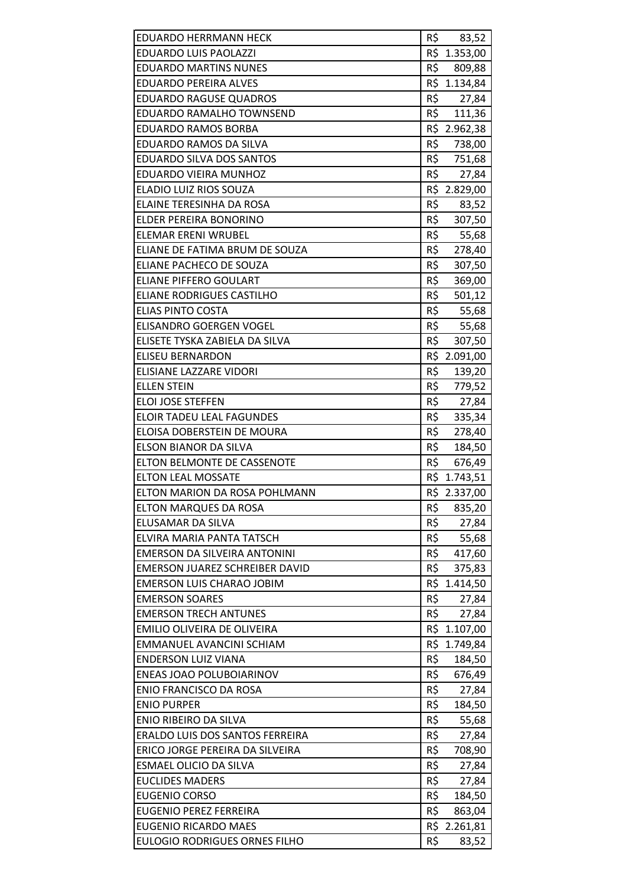| | |
|---|---|
| EDUARDO HERRMANN HECK | R$ 83,52 |
| EDUARDO LUIS PAOLAZZI | R$ 1.353,00 |
| EDUARDO MARTINS NUNES | R$ 809,88 |
| EDUARDO PEREIRA ALVES | R$ 1.134,84 |
| EDUARDO RAGUSE QUADROS | R$ 27,84 |
| EDUARDO RAMALHO TOWNSEND | R$ 111,36 |
| EDUARDO RAMOS BORBA | R$ 2.962,38 |
| EDUARDO RAMOS DA SILVA | R$ 738,00 |
| EDUARDO SILVA DOS SANTOS | R$ 751,68 |
| EDUARDO VIEIRA MUNHOZ | R$ 27,84 |
| ELADIO LUIZ RIOS SOUZA | R$ 2.829,00 |
| ELAINE TERESINHA DA ROSA | R$ 83,52 |
| ELDER PEREIRA BONORINO | R$ 307,50 |
| ELEMAR ERENI WRUBEL | R$ 55,68 |
| ELIANE DE FATIMA BRUM DE SOUZA | R$ 278,40 |
| ELIANE PACHECO DE SOUZA | R$ 307,50 |
| ELIANE PIFFERO GOULART | R$ 369,00 |
| ELIANE RODRIGUES CASTILHO | R$ 501,12 |
| ELIAS PINTO COSTA | R$ 55,68 |
| ELISANDRO GOERGEN VOGEL | R$ 55,68 |
| ELISETE TYSKA ZABIELA DA SILVA | R$ 307,50 |
| ELISEU BERNARDON | R$ 2.091,00 |
| ELISIANE LAZZARE VIDORI | R$ 139,20 |
| ELLEN STEIN | R$ 779,52 |
| ELOI JOSE STEFFEN | R$ 27,84 |
| ELOIR TADEU LEAL FAGUNDES | R$ 335,34 |
| ELOISA DOBERSTEIN DE MOURA | R$ 278,40 |
| ELSON BIANOR DA SILVA | R$ 184,50 |
| ELTON BELMONTE DE CASSENOTE | R$ 676,49 |
| ELTON LEAL MOSSATE | R$ 1.743,51 |
| ELTON MARION DA ROSA POHLMANN | R$ 2.337,00 |
| ELTON MARQUES DA ROSA | R$ 835,20 |
| ELUSAMAR DA SILVA | R$ 27,84 |
| ELVIRA MARIA PANTA TATSCH | R$ 55,68 |
| EMERSON DA SILVEIRA ANTONINI | R$ 417,60 |
| EMERSON JUAREZ SCHREIBER DAVID | R$ 375,83 |
| EMERSON LUIS CHARAO JOBIM | R$ 1.414,50 |
| EMERSON SOARES | R$ 27,84 |
| EMERSON TRECH ANTUNES | R$ 27,84 |
| EMILIO OLIVEIRA DE OLIVEIRA | R$ 1.107,00 |
| EMMANUEL AVANCINI SCHIAM | R$ 1.749,84 |
| ENDERSON LUIZ VIANA | R$ 184,50 |
| ENEAS JOAO POLUBOIARINOV | R$ 676,49 |
| ENIO FRANCISCO DA ROSA | R$ 27,84 |
| ENIO PURPER | R$ 184,50 |
| ENIO RIBEIRO DA SILVA | R$ 55,68 |
| ERALDO LUIS DOS SANTOS FERREIRA | R$ 27,84 |
| ERICO JORGE PEREIRA DA SILVEIRA | R$ 708,90 |
| ESMAEL OLICIO DA SILVA | R$ 27,84 |
| EUCLIDES MADERS | R$ 27,84 |
| EUGENIO CORSO | R$ 184,50 |
| EUGENIO PEREZ FERREIRA | R$ 863,04 |
| EUGENIO RICARDO MAES | R$ 2.261,81 |
| EULOGIO RODRIGUES ORNES FILHO | R$ 83,52 |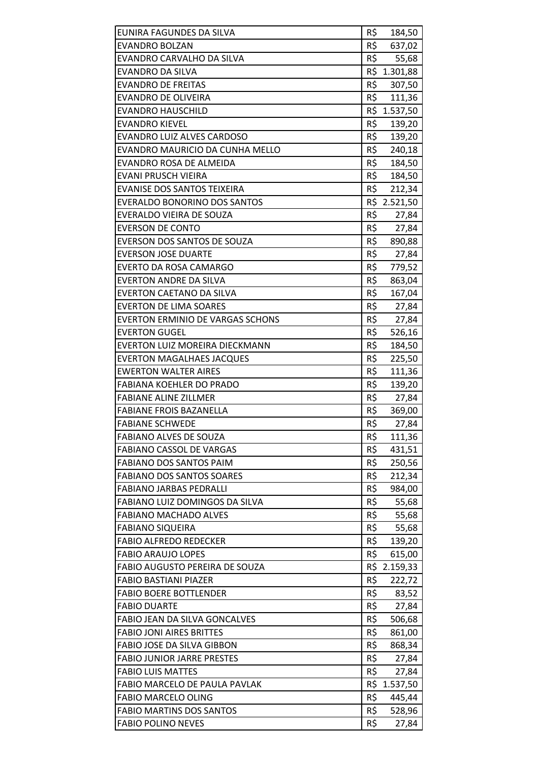| | |
|---|---|
| EUNIRA FAGUNDES DA SILVA | R$ 184,50 |
| EVANDRO BOLZAN | R$ 637,02 |
| EVANDRO CARVALHO DA SILVA | R$ 55,68 |
| EVANDRO DA SILVA | R$ 1.301,88 |
| EVANDRO DE FREITAS | R$ 307,50 |
| EVANDRO DE OLIVEIRA | R$ 111,36 |
| EVANDRO HAUSCHILD | R$ 1.537,50 |
| EVANDRO KIEVEL | R$ 139,20 |
| EVANDRO LUIZ ALVES CARDOSO | R$ 139,20 |
| EVANDRO MAURICIO DA CUNHA MELLO | R$ 240,18 |
| EVANDRO ROSA DE ALMEIDA | R$ 184,50 |
| EVANI PRUSCH VIEIRA | R$ 184,50 |
| EVANISE DOS SANTOS TEIXEIRA | R$ 212,34 |
| EVERALDO BONORINO DOS SANTOS | R$ 2.521,50 |
| EVERALDO VIEIRA DE SOUZA | R$ 27,84 |
| EVERSON DE CONTO | R$ 27,84 |
| EVERSON DOS SANTOS DE SOUZA | R$ 890,88 |
| EVERSON JOSE DUARTE | R$ 27,84 |
| EVERTO DA ROSA CAMARGO | R$ 779,52 |
| EVERTON ANDRE DA SILVA | R$ 863,04 |
| EVERTON CAETANO DA SILVA | R$ 167,04 |
| EVERTON DE LIMA SOARES | R$ 27,84 |
| EVERTON ERMINIO DE VARGAS SCHONS | R$ 27,84 |
| EVERTON GUGEL | R$ 526,16 |
| EVERTON LUIZ MOREIRA DIECKMANN | R$ 184,50 |
| EVERTON MAGALHAES JACQUES | R$ 225,50 |
| EWERTON WALTER AIRES | R$ 111,36 |
| FABIANA KOEHLER DO PRADO | R$ 139,20 |
| FABIANE ALINE ZILLMER | R$ 27,84 |
| FABIANE FROIS BAZANELLA | R$ 369,00 |
| FABIANE SCHWEDE | R$ 27,84 |
| FABIANO ALVES DE SOUZA | R$ 111,36 |
| FABIANO CASSOL DE VARGAS | R$ 431,51 |
| FABIANO DOS SANTOS PAIM | R$ 250,56 |
| FABIANO DOS SANTOS SOARES | R$ 212,34 |
| FABIANO JARBAS PEDRALLI | R$ 984,00 |
| FABIANO LUIZ DOMINGOS DA SILVA | R$ 55,68 |
| FABIANO MACHADO ALVES | R$ 55,68 |
| FABIANO SIQUEIRA | R$ 55,68 |
| FABIO ALFREDO REDECKER | R$ 139,20 |
| FABIO ARAUJO LOPES | R$ 615,00 |
| FABIO AUGUSTO PEREIRA DE SOUZA | R$ 2.159,33 |
| FABIO BASTIANI PIAZER | R$ 222,72 |
| FABIO BOERE BOTTLENDER | R$ 83,52 |
| FABIO DUARTE | R$ 27,84 |
| FABIO JEAN DA SILVA GONCALVES | R$ 506,68 |
| FABIO JONI AIRES BRITTES | R$ 861,00 |
| FABIO JOSE DA SILVA GIBBON | R$ 868,34 |
| FABIO JUNIOR JARRE PRESTES | R$ 27,84 |
| FABIO LUIS MATTES | R$ 27,84 |
| FABIO MARCELO DE PAULA PAVLAK | R$ 1.537,50 |
| FABIO MARCELO OLING | R$ 445,44 |
| FABIO MARTINS DOS SANTOS | R$ 528,96 |
| FABIO POLINO NEVES | R$ 27,84 |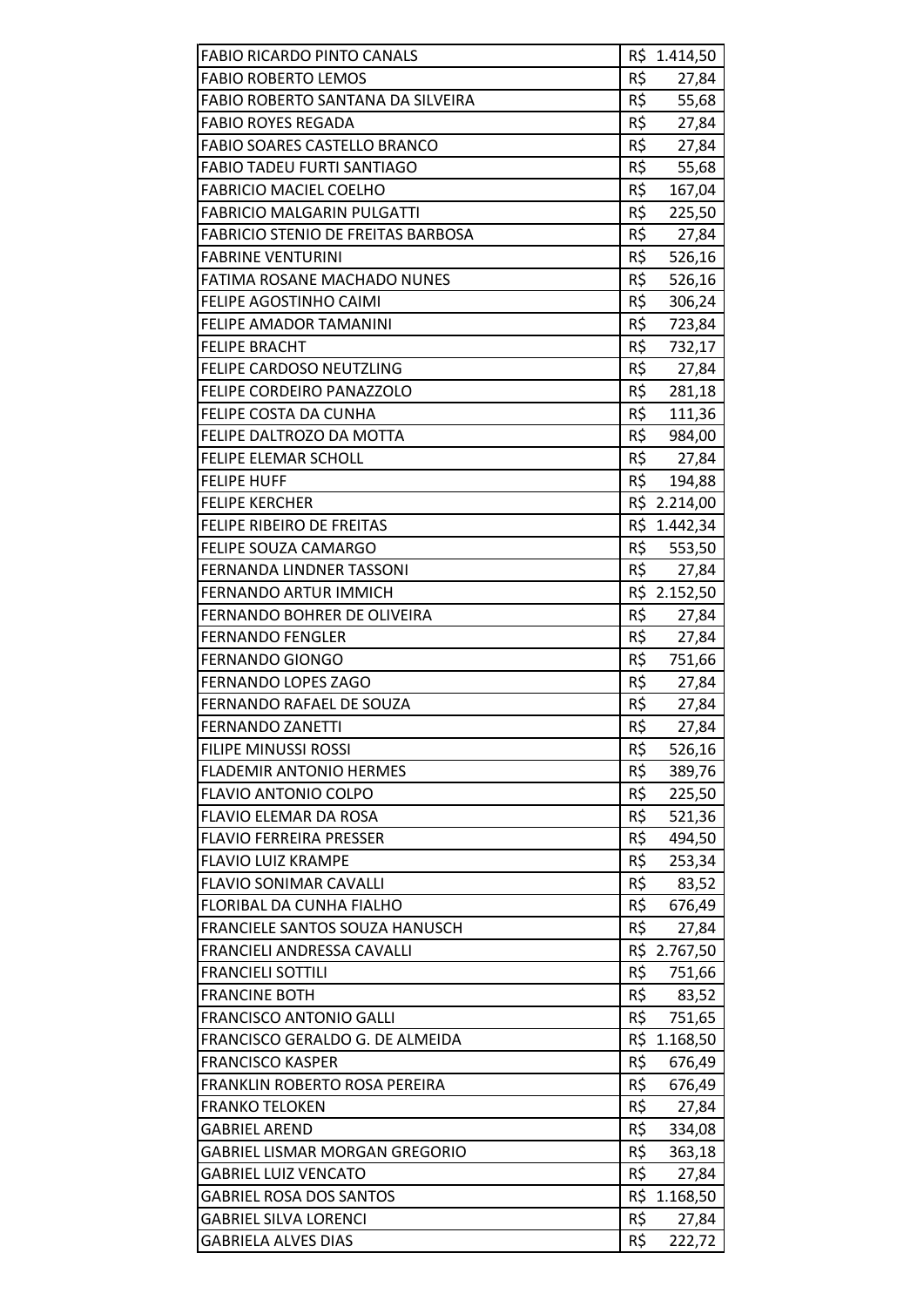| | |
|---|---|
| FABIO RICARDO PINTO CANALS | R$ 1.414,50 |
| FABIO ROBERTO LEMOS | R$ 27,84 |
| FABIO ROBERTO SANTANA DA SILVEIRA | R$ 55,68 |
| FABIO ROYES REGADA | R$ 27,84 |
| FABIO SOARES CASTELLO BRANCO | R$ 27,84 |
| FABIO TADEU FURTI SANTIAGO | R$ 55,68 |
| FABRICIO MACIEL COELHO | R$ 167,04 |
| FABRICIO MALGARIN PULGATTI | R$ 225,50 |
| FABRICIO STENIO DE FREITAS BARBOSA | R$ 27,84 |
| FABRINE VENTURINI | R$ 526,16 |
| FATIMA ROSANE MACHADO NUNES | R$ 526,16 |
| FELIPE AGOSTINHO CAIMI | R$ 306,24 |
| FELIPE AMADOR TAMANINI | R$ 723,84 |
| FELIPE BRACHT | R$ 732,17 |
| FELIPE CARDOSO NEUTZLING | R$ 27,84 |
| FELIPE CORDEIRO PANAZZOLO | R$ 281,18 |
| FELIPE COSTA DA CUNHA | R$ 111,36 |
| FELIPE DALTROZO DA MOTTA | R$ 984,00 |
| FELIPE ELEMAR SCHOLL | R$ 27,84 |
| FELIPE HUFF | R$ 194,88 |
| FELIPE KERCHER | R$ 2.214,00 |
| FELIPE RIBEIRO DE FREITAS | R$ 1.442,34 |
| FELIPE SOUZA CAMARGO | R$ 553,50 |
| FERNANDA LINDNER TASSONI | R$ 27,84 |
| FERNANDO ARTUR IMMICH | R$ 2.152,50 |
| FERNANDO BOHRER DE OLIVEIRA | R$ 27,84 |
| FERNANDO FENGLER | R$ 27,84 |
| FERNANDO GIONGO | R$ 751,66 |
| FERNANDO LOPES ZAGO | R$ 27,84 |
| FERNANDO RAFAEL DE SOUZA | R$ 27,84 |
| FERNANDO ZANETTI | R$ 27,84 |
| FILIPE MINUSSI ROSSI | R$ 526,16 |
| FLADEMIR ANTONIO HERMES | R$ 389,76 |
| FLAVIO ANTONIO COLPO | R$ 225,50 |
| FLAVIO ELEMAR DA ROSA | R$ 521,36 |
| FLAVIO FERREIRA PRESSER | R$ 494,50 |
| FLAVIO LUIZ KRAMPE | R$ 253,34 |
| FLAVIO SONIMAR CAVALLI | R$ 83,52 |
| FLORIBAL DA CUNHA FIALHO | R$ 676,49 |
| FRANCIELE SANTOS SOUZA HANUSCH | R$ 27,84 |
| FRANCIELI ANDRESSA CAVALLI | R$ 2.767,50 |
| FRANCIELI SOTTILI | R$ 751,66 |
| FRANCINE BOTH | R$ 83,52 |
| FRANCISCO ANTONIO GALLI | R$ 751,65 |
| FRANCISCO GERALDO G. DE ALMEIDA | R$ 1.168,50 |
| FRANCISCO KASPER | R$ 676,49 |
| FRANKLIN ROBERTO ROSA PEREIRA | R$ 676,49 |
| FRANKO TELOKEN | R$ 27,84 |
| GABRIEL AREND | R$ 334,08 |
| GABRIEL LISMAR MORGAN GREGORIO | R$ 363,18 |
| GABRIEL LUIZ VENCATO | R$ 27,84 |
| GABRIEL ROSA DOS SANTOS | R$ 1.168,50 |
| GABRIEL SILVA LORENCI | R$ 27,84 |
| GABRIELA ALVES DIAS | R$ 222,72 |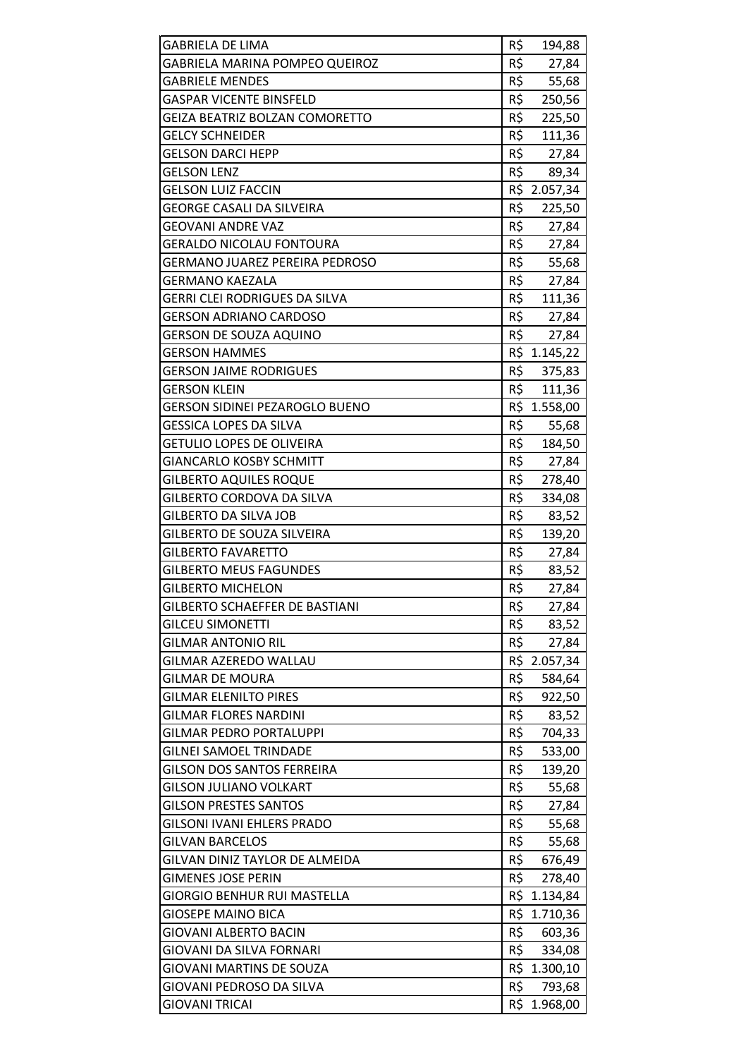| | |
|---|---|
| GABRIELA DE LIMA | R$ 194,88 |
| GABRIELA MARINA POMPEO QUEIROZ | R$ 27,84 |
| GABRIELE MENDES | R$ 55,68 |
| GASPAR VICENTE BINSFELD | R$ 250,56 |
| GEIZA BEATRIZ BOLZAN COMORETTO | R$ 225,50 |
| GELCY SCHNEIDER | R$ 111,36 |
| GELSON DARCI HEPP | R$ 27,84 |
| GELSON LENZ | R$ 89,34 |
| GELSON LUIZ FACCIN | R$ 2.057,34 |
| GEORGE CASALI DA SILVEIRA | R$ 225,50 |
| GEOVANI ANDRE VAZ | R$ 27,84 |
| GERALDO NICOLAU FONTOURA | R$ 27,84 |
| GERMANO JUAREZ PEREIRA PEDROSO | R$ 55,68 |
| GERMANO KAEZALA | R$ 27,84 |
| GERRI CLEI RODRIGUES DA SILVA | R$ 111,36 |
| GERSON ADRIANO CARDOSO | R$ 27,84 |
| GERSON DE SOUZA AQUINO | R$ 27,84 |
| GERSON HAMMES | R$ 1.145,22 |
| GERSON JAIME RODRIGUES | R$ 375,83 |
| GERSON KLEIN | R$ 111,36 |
| GERSON SIDINEI PEZAROGLO BUENO | R$ 1.558,00 |
| GESSICA LOPES DA SILVA | R$ 55,68 |
| GETULIO LOPES DE OLIVEIRA | R$ 184,50 |
| GIANCARLO KOSBY SCHMITT | R$ 27,84 |
| GILBERTO AQUILES ROQUE | R$ 278,40 |
| GILBERTO CORDOVA DA SILVA | R$ 334,08 |
| GILBERTO DA SILVA JOB | R$ 83,52 |
| GILBERTO DE SOUZA SILVEIRA | R$ 139,20 |
| GILBERTO FAVARETTO | R$ 27,84 |
| GILBERTO MEUS FAGUNDES | R$ 83,52 |
| GILBERTO MICHELON | R$ 27,84 |
| GILBERTO SCHAEFFER DE BASTIANI | R$ 27,84 |
| GILCEU SIMONETTI | R$ 83,52 |
| GILMAR ANTONIO RIL | R$ 27,84 |
| GILMAR AZEREDO WALLAU | R$ 2.057,34 |
| GILMAR DE MOURA | R$ 584,64 |
| GILMAR ELENILTO PIRES | R$ 922,50 |
| GILMAR FLORES NARDINI | R$ 83,52 |
| GILMAR PEDRO PORTALUPPI | R$ 704,33 |
| GILNEI SAMOEL TRINDADE | R$ 533,00 |
| GILSON DOS SANTOS FERREIRA | R$ 139,20 |
| GILSON JULIANO VOLKART | R$ 55,68 |
| GILSON PRESTES SANTOS | R$ 27,84 |
| GILSONI IVANI EHLERS PRADO | R$ 55,68 |
| GILVAN BARCELOS | R$ 55,68 |
| GILVAN DINIZ TAYLOR DE ALMEIDA | R$ 676,49 |
| GIMENES JOSE PERIN | R$ 278,40 |
| GIORGIO BENHUR RUI MASTELLA | R$ 1.134,84 |
| GIOSEPE MAINO BICA | R$ 1.710,36 |
| GIOVANI ALBERTO BACIN | R$ 603,36 |
| GIOVANI DA SILVA FORNARI | R$ 334,08 |
| GIOVANI MARTINS DE SOUZA | R$ 1.300,10 |
| GIOVANI PEDROSO DA SILVA | R$ 793,68 |
| GIOVANI TRICAI | R$ 1.968,00 |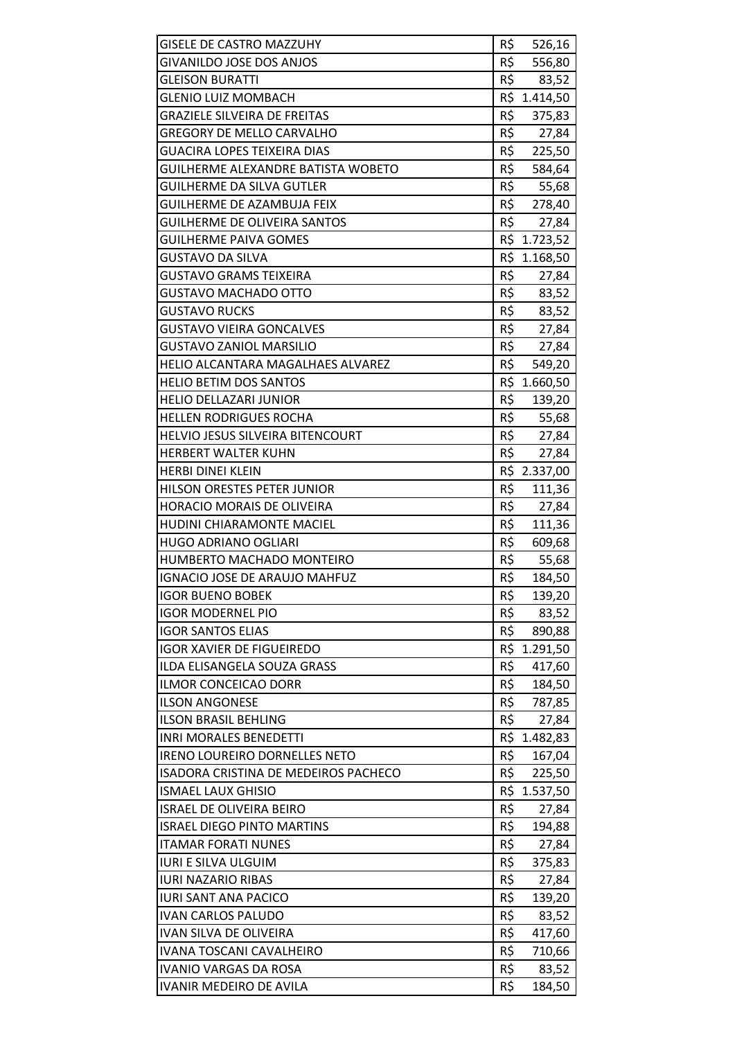| | |
|---|---|
| GISELE DE CASTRO MAZZUHY | R$ 526,16 |
| GIVANILDO JOSE DOS ANJOS | R$ 556,80 |
| GLEISON BURATTI | R$ 83,52 |
| GLENIO LUIZ MOMBACH | R$ 1.414,50 |
| GRAZIELE SILVEIRA DE FREITAS | R$ 375,83 |
| GREGORY DE MELLO CARVALHO | R$ 27,84 |
| GUACIRA LOPES TEIXEIRA DIAS | R$ 225,50 |
| GUILHERME ALEXANDRE BATISTA WOBETO | R$ 584,64 |
| GUILHERME DA SILVA GUTLER | R$ 55,68 |
| GUILHERME DE AZAMBUJA FEIX | R$ 278,40 |
| GUILHERME DE OLIVEIRA SANTOS | R$ 27,84 |
| GUILHERME PAIVA GOMES | R$ 1.723,52 |
| GUSTAVO DA SILVA | R$ 1.168,50 |
| GUSTAVO GRAMS TEIXEIRA | R$ 27,84 |
| GUSTAVO MACHADO OTTO | R$ 83,52 |
| GUSTAVO RUCKS | R$ 83,52 |
| GUSTAVO VIEIRA GONCALVES | R$ 27,84 |
| GUSTAVO ZANIOL MARSILIO | R$ 27,84 |
| HELIO ALCANTARA MAGALHAES ALVAREZ | R$ 549,20 |
| HELIO BETIM DOS SANTOS | R$ 1.660,50 |
| HELIO DELLAZARI JUNIOR | R$ 139,20 |
| HELLEN RODRIGUES ROCHA | R$ 55,68 |
| HELVIO JESUS SILVEIRA BITENCOURT | R$ 27,84 |
| HERBERT WALTER KUHN | R$ 27,84 |
| HERBI DINEI KLEIN | R$ 2.337,00 |
| HILSON ORESTES PETER JUNIOR | R$ 111,36 |
| HORACIO MORAIS DE OLIVEIRA | R$ 27,84 |
| HUDINI CHIARAMONTE MACIEL | R$ 111,36 |
| HUGO ADRIANO OGLIARI | R$ 609,68 |
| HUMBERTO MACHADO MONTEIRO | R$ 55,68 |
| IGNACIO JOSE DE ARAUJO MAHFUZ | R$ 184,50 |
| IGOR BUENO BOBEK | R$ 139,20 |
| IGOR MODERNEL PIO | R$ 83,52 |
| IGOR SANTOS ELIAS | R$ 890,88 |
| IGOR XAVIER DE FIGUEIREDO | R$ 1.291,50 |
| ILDA ELISANGELA SOUZA GRASS | R$ 417,60 |
| ILMOR CONCEICAO DORR | R$ 184,50 |
| ILSON ANGONESE | R$ 787,85 |
| ILSON BRASIL BEHLING | R$ 27,84 |
| INRI MORALES BENEDETTI | R$ 1.482,83 |
| IRENO LOUREIRO DORNELLES NETO | R$ 167,04 |
| ISADORA CRISTINA DE MEDEIROS PACHECO | R$ 225,50 |
| ISMAEL LAUX GHISIO | R$ 1.537,50 |
| ISRAEL DE OLIVEIRA BEIRO | R$ 27,84 |
| ISRAEL DIEGO PINTO MARTINS | R$ 194,88 |
| ITAMAR FORATI NUNES | R$ 27,84 |
| IURI E SILVA ULGUIM | R$ 375,83 |
| IURI NAZARIO RIBAS | R$ 27,84 |
| IURI SANT ANA PACICO | R$ 139,20 |
| IVAN CARLOS PALUDO | R$ 83,52 |
| IVAN SILVA DE OLIVEIRA | R$ 417,60 |
| IVANA TOSCANI CAVALHEIRO | R$ 710,66 |
| IVANIO VARGAS DA ROSA | R$ 83,52 |
| IVANIR MEDEIRO DE AVILA | R$ 184,50 |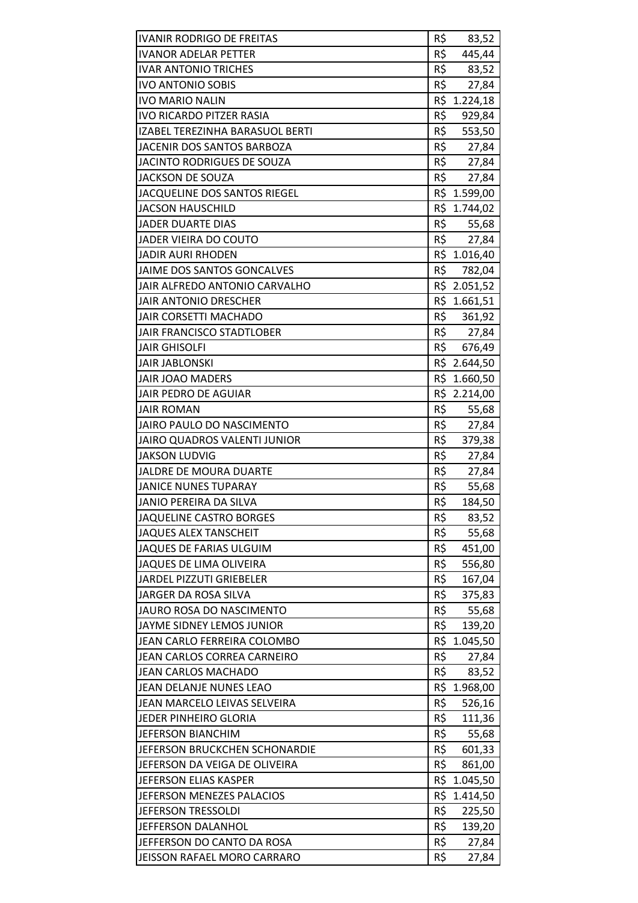| | |
|---|---|
| IVANIR RODRIGO DE FREITAS | R$ 83,52 |
| IVANOR ADELAR PETTER | R$ 445,44 |
| IVAR ANTONIO TRICHES | R$ 83,52 |
| IVO ANTONIO SOBIS | R$ 27,84 |
| IVO MARIO NALIN | R$ 1.224,18 |
| IVO RICARDO PITZER RASIA | R$ 929,84 |
| IZABEL TEREZINHA BARASUOL BERTI | R$ 553,50 |
| JACENIR DOS SANTOS BARBOZA | R$ 27,84 |
| JACINTO RODRIGUES DE SOUZA | R$ 27,84 |
| JACKSON DE SOUZA | R$ 27,84 |
| JACQUELINE DOS SANTOS RIEGEL | R$ 1.599,00 |
| JACSON HAUSCHILD | R$ 1.744,02 |
| JADER DUARTE DIAS | R$ 55,68 |
| JADER VIEIRA DO COUTO | R$ 27,84 |
| JADIR AURI RHODEN | R$ 1.016,40 |
| JAIME DOS SANTOS GONCALVES | R$ 782,04 |
| JAIR ALFREDO ANTONIO CARVALHO | R$ 2.051,52 |
| JAIR ANTONIO DRESCHER | R$ 1.661,51 |
| JAIR CORSETTI MACHADO | R$ 361,92 |
| JAIR FRANCISCO STADTLOBER | R$ 27,84 |
| JAIR GHISOLFI | R$ 676,49 |
| JAIR JABLONSKI | R$ 2.644,50 |
| JAIR JOAO MADERS | R$ 1.660,50 |
| JAIR PEDRO DE AGUIAR | R$ 2.214,00 |
| JAIR ROMAN | R$ 55,68 |
| JAIRO PAULO DO NASCIMENTO | R$ 27,84 |
| JAIRO QUADROS VALENTI JUNIOR | R$ 379,38 |
| JAKSON LUDVIG | R$ 27,84 |
| JALDRE DE MOURA DUARTE | R$ 27,84 |
| JANICE NUNES TUPARAY | R$ 55,68 |
| JANIO PEREIRA DA SILVA | R$ 184,50 |
| JAQUELINE CASTRO BORGES | R$ 83,52 |
| JAQUES ALEX TANSCHEIT | R$ 55,68 |
| JAQUES DE FARIAS ULGUIM | R$ 451,00 |
| JAQUES DE LIMA OLIVEIRA | R$ 556,80 |
| JARDEL PIZZUTI GRIEBELER | R$ 167,04 |
| JARGER DA ROSA SILVA | R$ 375,83 |
| JAURO ROSA DO NASCIMENTO | R$ 55,68 |
| JAYME SIDNEY LEMOS JUNIOR | R$ 139,20 |
| JEAN CARLO FERREIRA COLOMBO | R$ 1.045,50 |
| JEAN CARLOS CORREA CARNEIRO | R$ 27,84 |
| JEAN CARLOS MACHADO | R$ 83,52 |
| JEAN DELANJE NUNES LEAO | R$ 1.968,00 |
| JEAN MARCELO LEIVAS SELVEIRA | R$ 526,16 |
| JEDER PINHEIRO GLORIA | R$ 111,36 |
| JEFERSON BIANCHIM | R$ 55,68 |
| JEFERSON BRUCKCHEN SCHONARDIE | R$ 601,33 |
| JEFERSON DA VEIGA DE OLIVEIRA | R$ 861,00 |
| JEFERSON ELIAS KASPER | R$ 1.045,50 |
| JEFERSON MENEZES PALACIOS | R$ 1.414,50 |
| JEFERSON TRESSOLDI | R$ 225,50 |
| JEFFERSON DALANHOL | R$ 139,20 |
| JEFFERSON DO CANTO DA ROSA | R$ 27,84 |
| JEISSON RAFAEL MORO CARRARO | R$ 27,84 |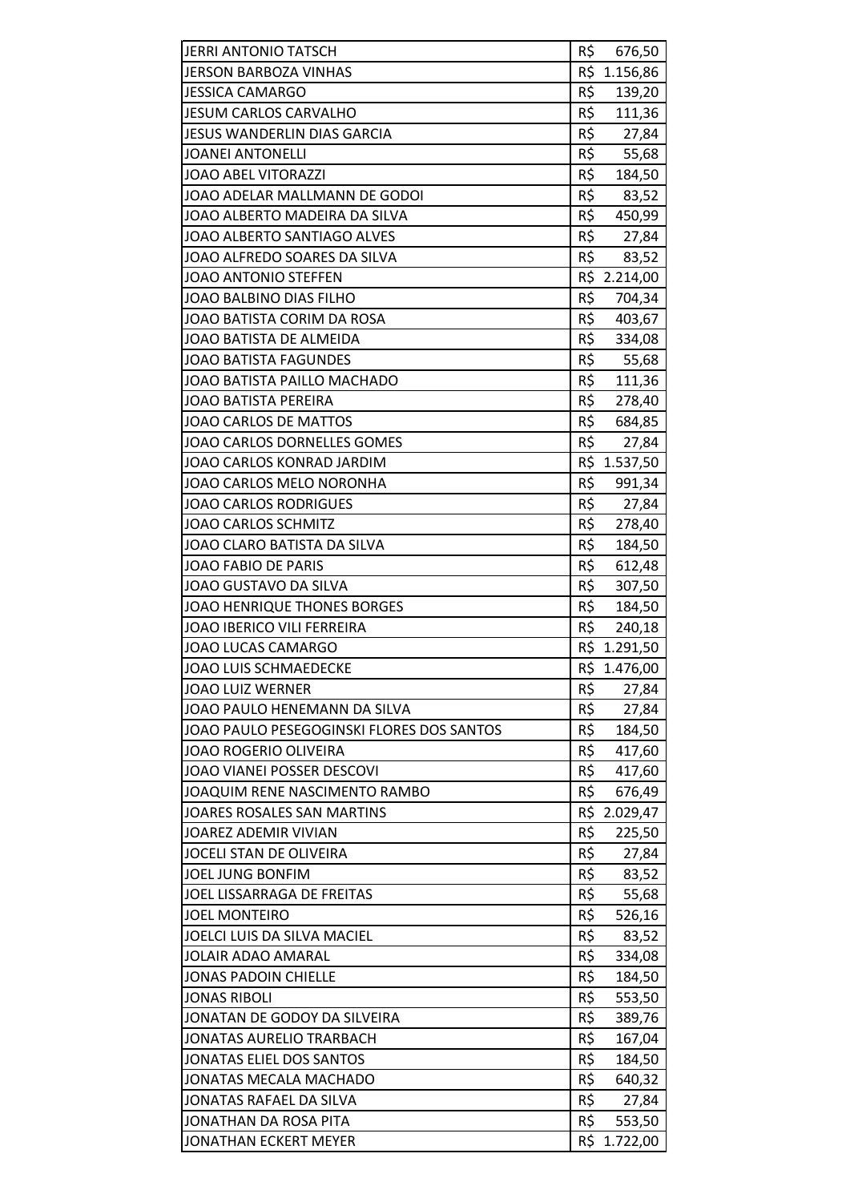| | |
|---|---|
| JERRI ANTONIO TATSCH | R$ 676,50 |
| JERSON BARBOZA VINHAS | R$ 1.156,86 |
| JESSICA CAMARGO | R$ 139,20 |
| JESUM CARLOS CARVALHO | R$ 111,36 |
| JESUS WANDERLIN DIAS GARCIA | R$ 27,84 |
| JOANEI ANTONELLI | R$ 55,68 |
| JOAO ABEL VITORAZZI | R$ 184,50 |
| JOAO ADELAR MALLMANN DE GODOI | R$ 83,52 |
| JOAO ALBERTO MADEIRA DA SILVA | R$ 450,99 |
| JOAO ALBERTO SANTIAGO ALVES | R$ 27,84 |
| JOAO ALFREDO SOARES DA SILVA | R$ 83,52 |
| JOAO ANTONIO STEFFEN | R$ 2.214,00 |
| JOAO BALBINO DIAS FILHO | R$ 704,34 |
| JOAO BATISTA CORIM DA ROSA | R$ 403,67 |
| JOAO BATISTA DE ALMEIDA | R$ 334,08 |
| JOAO BATISTA FAGUNDES | R$ 55,68 |
| JOAO BATISTA PAILLO MACHADO | R$ 111,36 |
| JOAO BATISTA PEREIRA | R$ 278,40 |
| JOAO CARLOS DE MATTOS | R$ 684,85 |
| JOAO CARLOS DORNELLES GOMES | R$ 27,84 |
| JOAO CARLOS KONRAD JARDIM | R$ 1.537,50 |
| JOAO CARLOS MELO NORONHA | R$ 991,34 |
| JOAO CARLOS RODRIGUES | R$ 27,84 |
| JOAO CARLOS SCHMITZ | R$ 278,40 |
| JOAO CLARO BATISTA DA SILVA | R$ 184,50 |
| JOAO FABIO DE PARIS | R$ 612,48 |
| JOAO GUSTAVO DA SILVA | R$ 307,50 |
| JOAO HENRIQUE THONES BORGES | R$ 184,50 |
| JOAO IBERICO VILI FERREIRA | R$ 240,18 |
| JOAO LUCAS CAMARGO | R$ 1.291,50 |
| JOAO LUIS SCHMAEDECKE | R$ 1.476,00 |
| JOAO LUIZ WERNER | R$ 27,84 |
| JOAO PAULO HENEMANN DA SILVA | R$ 27,84 |
| JOAO PAULO PESEGOGINSKI FLORES DOS SANTOS | R$ 184,50 |
| JOAO ROGERIO OLIVEIRA | R$ 417,60 |
| JOAO VIANEI POSSER DESCOVI | R$ 417,60 |
| JOAQUIM RENE NASCIMENTO RAMBO | R$ 676,49 |
| JOARES ROSALES SAN MARTINS | R$ 2.029,47 |
| JOAREZ ADEMIR VIVIAN | R$ 225,50 |
| JOCELI STAN DE OLIVEIRA | R$ 27,84 |
| JOEL JUNG BONFIM | R$ 83,52 |
| JOEL LISSARRAGA DE FREITAS | R$ 55,68 |
| JOEL MONTEIRO | R$ 526,16 |
| JOELCI LUIS DA SILVA MACIEL | R$ 83,52 |
| JOLAIR ADAO AMARAL | R$ 334,08 |
| JONAS PADOIN CHIELLE | R$ 184,50 |
| JONAS RIBOLI | R$ 553,50 |
| JONATAN DE GODOY DA SILVEIRA | R$ 389,76 |
| JONATAS AURELIO TRARBACH | R$ 167,04 |
| JONATAS ELIEL DOS SANTOS | R$ 184,50 |
| JONATAS MECALA MACHADO | R$ 640,32 |
| JONATAS RAFAEL DA SILVA | R$ 27,84 |
| JONATHAN DA ROSA PITA | R$ 553,50 |
| JONATHAN ECKERT MEYER | R$ 1.722,00 |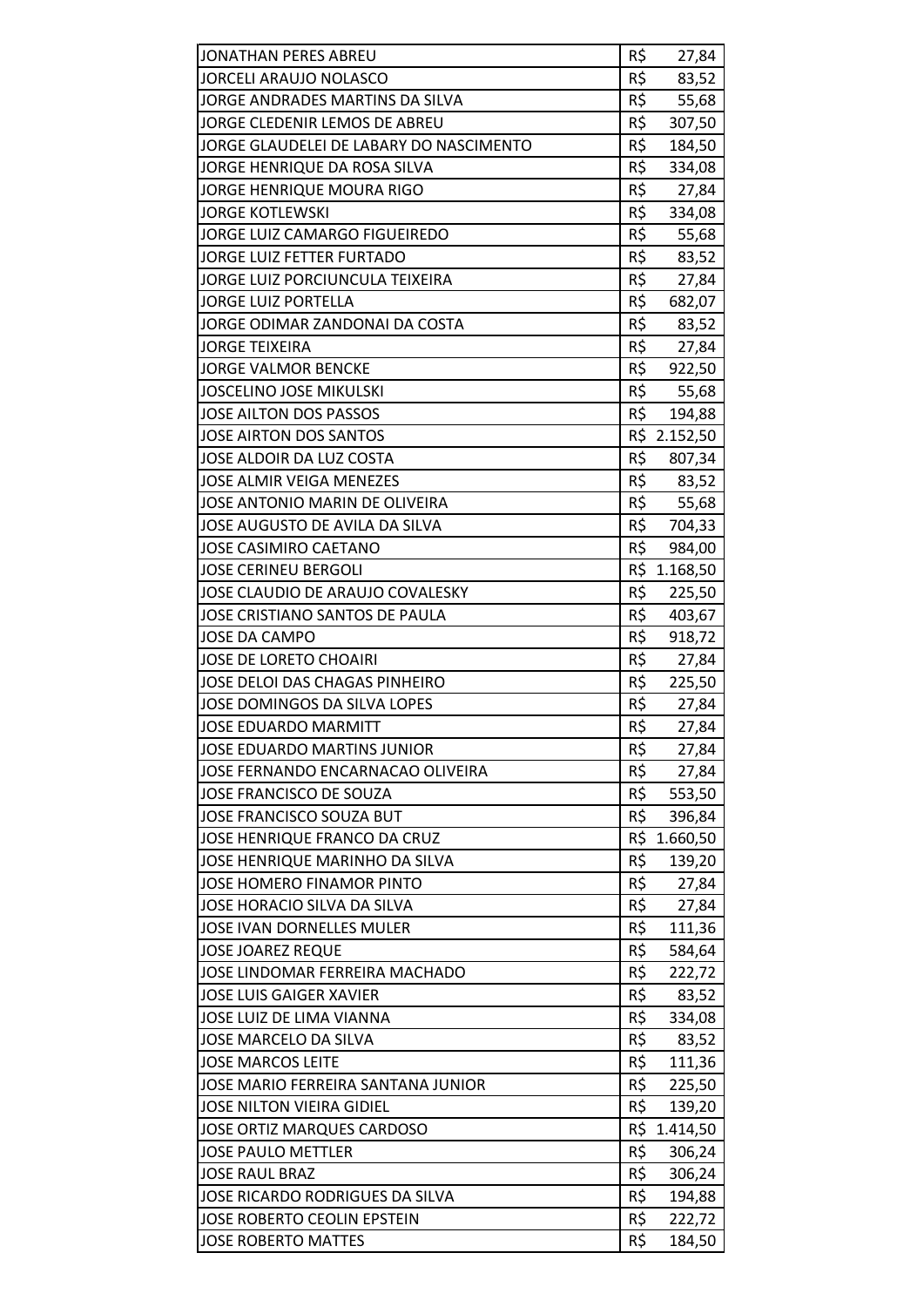| JONATHAN PERES ABREU | R$ 27,84 |
|---|---|
| JORCELI ARAUJO NOLASCO | R$ 83,52 |
| JORGE ANDRADES MARTINS DA SILVA | R$ 55,68 |
| JORGE CLEDENIR LEMOS DE ABREU | R$ 307,50 |
| JORGE GLAUDELEI DE LABARY DO NASCIMENTO | R$ 184,50 |
| JORGE HENRIQUE DA ROSA SILVA | R$ 334,08 |
| JORGE HENRIQUE MOURA RIGO | R$ 27,84 |
| JORGE KOTLEWSKI | R$ 334,08 |
| JORGE LUIZ CAMARGO FIGUEIREDO | R$ 55,68 |
| JORGE LUIZ FETTER FURTADO | R$ 83,52 |
| JORGE LUIZ PORCIUNCULA TEIXEIRA | R$ 27,84 |
| JORGE LUIZ PORTELLA | R$ 682,07 |
| JORGE ODIMAR ZANDONAI DA COSTA | R$ 83,52 |
| JORGE TEIXEIRA | R$ 27,84 |
| JORGE VALMOR BENCKE | R$ 922,50 |
| JOSCELINO JOSE MIKULSKI | R$ 55,68 |
| JOSE AILTON DOS PASSOS | R$ 194,88 |
| JOSE AIRTON DOS SANTOS | R$ 2.152,50 |
| JOSE ALDOIR DA LUZ COSTA | R$ 807,34 |
| JOSE ALMIR VEIGA MENEZES | R$ 83,52 |
| JOSE ANTONIO MARIN DE OLIVEIRA | R$ 55,68 |
| JOSE AUGUSTO DE AVILA DA SILVA | R$ 704,33 |
| JOSE CASIMIRO CAETANO | R$ 984,00 |
| JOSE CERINEU BERGOLI | R$ 1.168,50 |
| JOSE CLAUDIO DE ARAUJO COVALESKY | R$ 225,50 |
| JOSE CRISTIANO SANTOS DE PAULA | R$ 403,67 |
| JOSE DA CAMPO | R$ 918,72 |
| JOSE DE LORETO CHOAIRI | R$ 27,84 |
| JOSE DELOI DAS CHAGAS PINHEIRO | R$ 225,50 |
| JOSE DOMINGOS DA SILVA LOPES | R$ 27,84 |
| JOSE EDUARDO MARMITT | R$ 27,84 |
| JOSE EDUARDO MARTINS JUNIOR | R$ 27,84 |
| JOSE FERNANDO ENCARNACAO OLIVEIRA | R$ 27,84 |
| JOSE FRANCISCO DE SOUZA | R$ 553,50 |
| JOSE FRANCISCO SOUZA BUT | R$ 396,84 |
| JOSE HENRIQUE FRANCO DA CRUZ | R$ 1.660,50 |
| JOSE HENRIQUE MARINHO DA SILVA | R$ 139,20 |
| JOSE HOMERO FINAMOR PINTO | R$ 27,84 |
| JOSE HORACIO SILVA DA SILVA | R$ 27,84 |
| JOSE IVAN DORNELLES MULER | R$ 111,36 |
| JOSE JOAREZ REQUE | R$ 584,64 |
| JOSE LINDOMAR FERREIRA MACHADO | R$ 222,72 |
| JOSE LUIS GAIGER XAVIER | R$ 83,52 |
| JOSE LUIZ DE LIMA VIANNA | R$ 334,08 |
| JOSE MARCELO DA SILVA | R$ 83,52 |
| JOSE MARCOS LEITE | R$ 111,36 |
| JOSE MARIO FERREIRA SANTANA JUNIOR | R$ 225,50 |
| JOSE NILTON VIEIRA GIDIEL | R$ 139,20 |
| JOSE ORTIZ MARQUES CARDOSO | R$ 1.414,50 |
| JOSE PAULO METTLER | R$ 306,24 |
| JOSE RAUL BRAZ | R$ 306,24 |
| JOSE RICARDO RODRIGUES DA SILVA | R$ 194,88 |
| JOSE ROBERTO CEOLIN EPSTEIN | R$ 222,72 |
| JOSE ROBERTO MATTES | R$ 184,50 |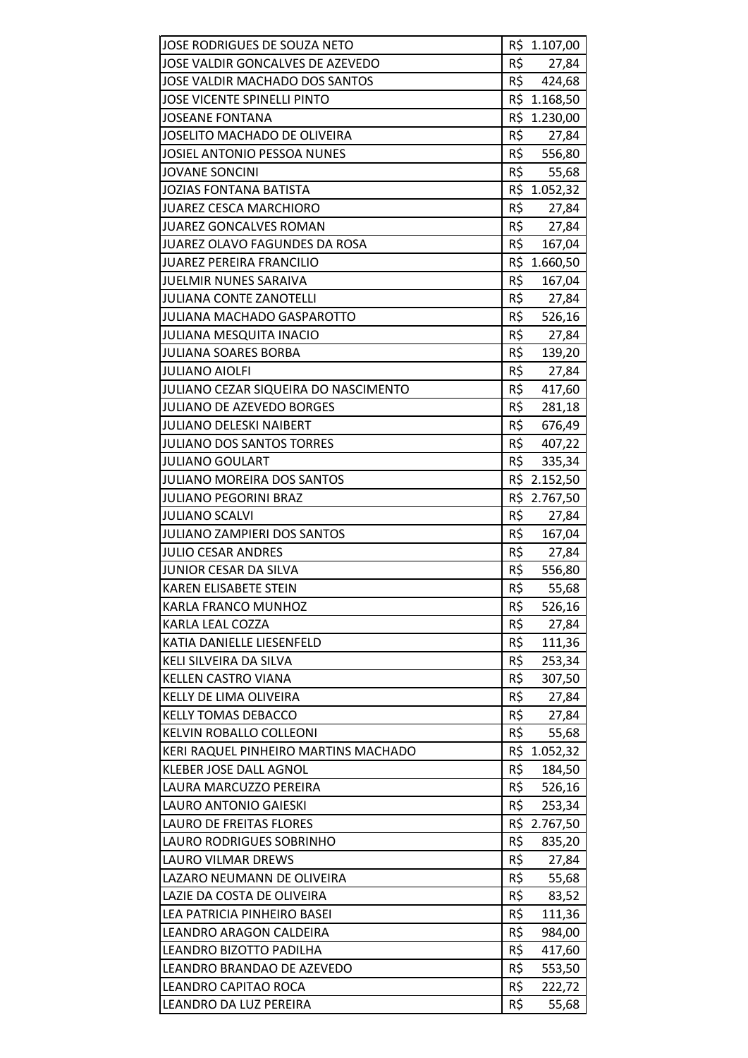| | |
|---|---|
| JOSE RODRIGUES DE SOUZA NETO | R$ 1.107,00 |
| JOSE VALDIR GONCALVES DE AZEVEDO | R$ 27,84 |
| JOSE VALDIR MACHADO DOS SANTOS | R$ 424,68 |
| JOSE VICENTE SPINELLI PINTO | R$ 1.168,50 |
| JOSEANE FONTANA | R$ 1.230,00 |
| JOSELITO MACHADO DE OLIVEIRA | R$ 27,84 |
| JOSIEL ANTONIO PESSOA NUNES | R$ 556,80 |
| JOVANE SONCINI | R$ 55,68 |
| JOZIAS FONTANA BATISTA | R$ 1.052,32 |
| JUAREZ CESCA MARCHIORO | R$ 27,84 |
| JUAREZ GONCALVES ROMAN | R$ 27,84 |
| JUAREZ OLAVO FAGUNDES DA ROSA | R$ 167,04 |
| JUAREZ PEREIRA FRANCILIO | R$ 1.660,50 |
| JUELMIR NUNES SARAIVA | R$ 167,04 |
| JULIANA CONTE ZANOTELLI | R$ 27,84 |
| JULIANA MACHADO GASPAROTTO | R$ 526,16 |
| JULIANA MESQUITA INACIO | R$ 27,84 |
| JULIANA SOARES BORBA | R$ 139,20 |
| JULIANO AIOLFI | R$ 27,84 |
| JULIANO CEZAR SIQUEIRA DO NASCIMENTO | R$ 417,60 |
| JULIANO DE AZEVEDO BORGES | R$ 281,18 |
| JULIANO DELESKI NAIBERT | R$ 676,49 |
| JULIANO DOS SANTOS TORRES | R$ 407,22 |
| JULIANO GOULART | R$ 335,34 |
| JULIANO MOREIRA DOS SANTOS | R$ 2.152,50 |
| JULIANO PEGORINI BRAZ | R$ 2.767,50 |
| JULIANO SCALVI | R$ 27,84 |
| JULIANO ZAMPIERI DOS SANTOS | R$ 167,04 |
| JULIO CESAR ANDRES | R$ 27,84 |
| JUNIOR CESAR DA SILVA | R$ 556,80 |
| KAREN ELISABETE STEIN | R$ 55,68 |
| KARLA FRANCO MUNHOZ | R$ 526,16 |
| KARLA LEAL COZZA | R$ 27,84 |
| KATIA DANIELLE LIESENFELD | R$ 111,36 |
| KELI SILVEIRA DA SILVA | R$ 253,34 |
| KELLEN CASTRO VIANA | R$ 307,50 |
| KELLY DE LIMA OLIVEIRA | R$ 27,84 |
| KELLY TOMAS DEBACCO | R$ 27,84 |
| KELVIN ROBALLO COLLEONI | R$ 55,68 |
| KERI RAQUEL PINHEIRO MARTINS MACHADO | R$ 1.052,32 |
| KLEBER JOSE DALL AGNOL | R$ 184,50 |
| LAURA MARCUZZO PEREIRA | R$ 526,16 |
| LAURO ANTONIO GAIESKI | R$ 253,34 |
| LAURO DE FREITAS FLORES | R$ 2.767,50 |
| LAURO RODRIGUES SOBRINHO | R$ 835,20 |
| LAURO VILMAR DREWS | R$ 27,84 |
| LAZARO NEUMANN DE OLIVEIRA | R$ 55,68 |
| LAZIE DA COSTA DE OLIVEIRA | R$ 83,52 |
| LEA PATRICIA PINHEIRO BASEI | R$ 111,36 |
| LEANDRO ARAGON CALDEIRA | R$ 984,00 |
| LEANDRO BIZOTTO PADILHA | R$ 417,60 |
| LEANDRO BRANDAO DE AZEVEDO | R$ 553,50 |
| LEANDRO CAPITAO ROCA | R$ 222,72 |
| LEANDRO DA LUZ PEREIRA | R$ 55,68 |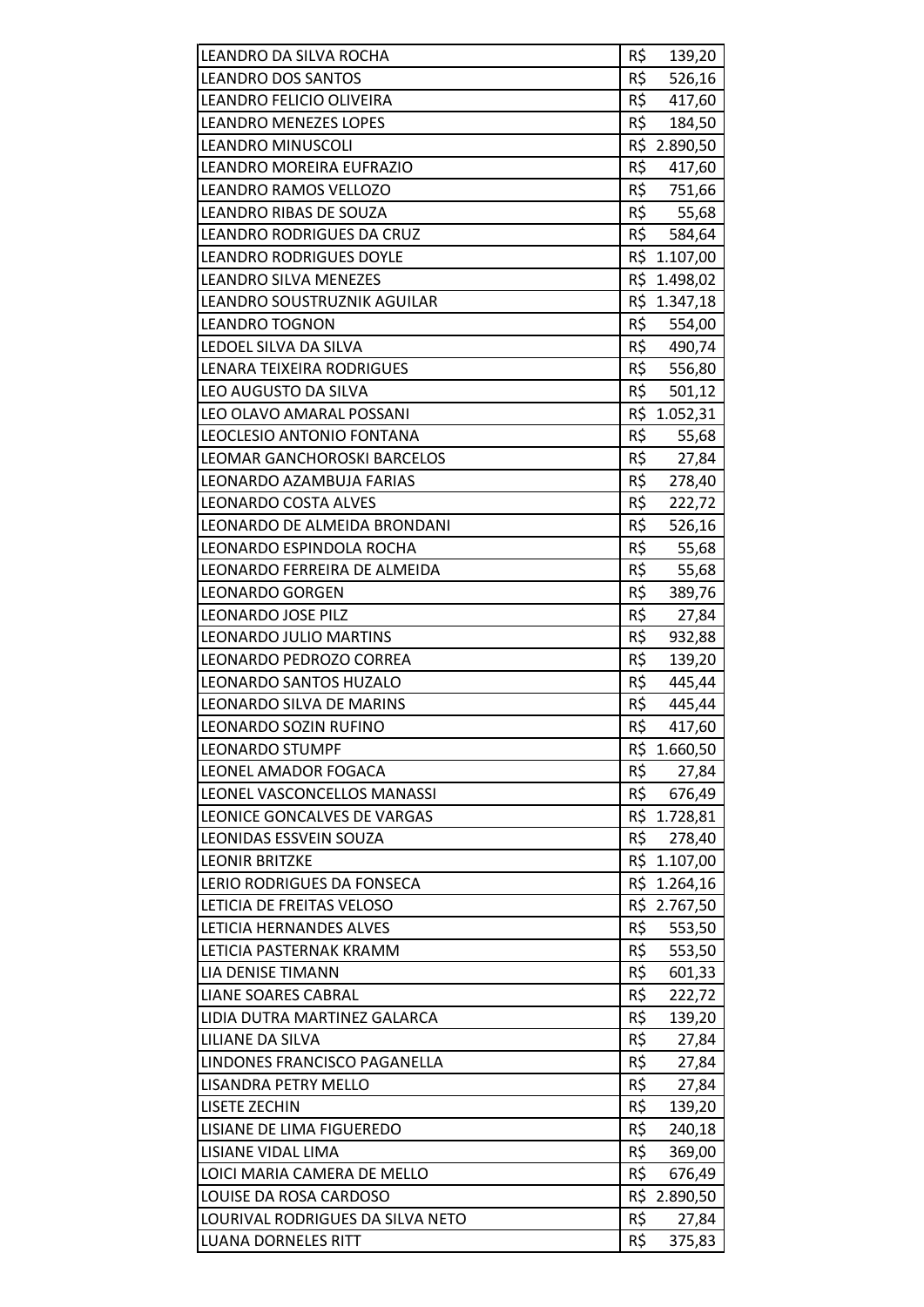| | |
|---|---|
| LEANDRO DA SILVA ROCHA | R$ 139,20 |
| LEANDRO DOS SANTOS | R$ 526,16 |
| LEANDRO FELICIO OLIVEIRA | R$ 417,60 |
| LEANDRO MENEZES LOPES | R$ 184,50 |
| LEANDRO MINUSCOLI | R$ 2.890,50 |
| LEANDRO MOREIRA EUFRAZIO | R$ 417,60 |
| LEANDRO RAMOS VELLOZO | R$ 751,66 |
| LEANDRO RIBAS DE SOUZA | R$ 55,68 |
| LEANDRO RODRIGUES DA CRUZ | R$ 584,64 |
| LEANDRO RODRIGUES DOYLE | R$ 1.107,00 |
| LEANDRO SILVA MENEZES | R$ 1.498,02 |
| LEANDRO SOUSTRUZNIK AGUILAR | R$ 1.347,18 |
| LEANDRO TOGNON | R$ 554,00 |
| LEDOEL SILVA DA SILVA | R$ 490,74 |
| LENARA TEIXEIRA RODRIGUES | R$ 556,80 |
| LEO AUGUSTO DA SILVA | R$ 501,12 |
| LEO OLAVO AMARAL POSSANI | R$ 1.052,31 |
| LEOCLESIO ANTONIO FONTANA | R$ 55,68 |
| LEOMAR GANCHOROSKI BARCELOS | R$ 27,84 |
| LEONARDO AZAMBUJA FARIAS | R$ 278,40 |
| LEONARDO COSTA ALVES | R$ 222,72 |
| LEONARDO DE ALMEIDA BRONDANI | R$ 526,16 |
| LEONARDO ESPINDOLA ROCHA | R$ 55,68 |
| LEONARDO FERREIRA DE ALMEIDA | R$ 55,68 |
| LEONARDO GORGEN | R$ 389,76 |
| LEONARDO JOSE PILZ | R$ 27,84 |
| LEONARDO JULIO MARTINS | R$ 932,88 |
| LEONARDO PEDROZO CORREA | R$ 139,20 |
| LEONARDO SANTOS HUZALO | R$ 445,44 |
| LEONARDO SILVA DE MARINS | R$ 445,44 |
| LEONARDO SOZIN RUFINO | R$ 417,60 |
| LEONARDO STUMPF | R$ 1.660,50 |
| LEONEL AMADOR FOGACA | R$ 27,84 |
| LEONEL VASCONCELLOS MANASSI | R$ 676,49 |
| LEONICE GONCALVES DE VARGAS | R$ 1.728,81 |
| LEONIDAS ESSVEIN SOUZA | R$ 278,40 |
| LEONIR BRITZKE | R$ 1.107,00 |
| LERIO RODRIGUES DA FONSECA | R$ 1.264,16 |
| LETICIA DE FREITAS VELOSO | R$ 2.767,50 |
| LETICIA HERNANDES ALVES | R$ 553,50 |
| LETICIA PASTERNAK KRAMM | R$ 553,50 |
| LIA DENISE TIMANN | R$ 601,33 |
| LIANE SOARES CABRAL | R$ 222,72 |
| LIDIA DUTRA MARTINEZ GALARCA | R$ 139,20 |
| LILIANE DA SILVA | R$ 27,84 |
| LINDONES FRANCISCO PAGANELLA | R$ 27,84 |
| LISANDRA PETRY MELLO | R$ 27,84 |
| LISETE ZECHIN | R$ 139,20 |
| LISIANE DE LIMA FIGUEREDO | R$ 240,18 |
| LISIANE VIDAL LIMA | R$ 369,00 |
| LOICI MARIA CAMERA DE MELLO | R$ 676,49 |
| LOUISE DA ROSA CARDOSO | R$ 2.890,50 |
| LOURIVAL RODRIGUES DA SILVA NETO | R$ 27,84 |
| LUANA DORNELES RITT | R$ 375,83 |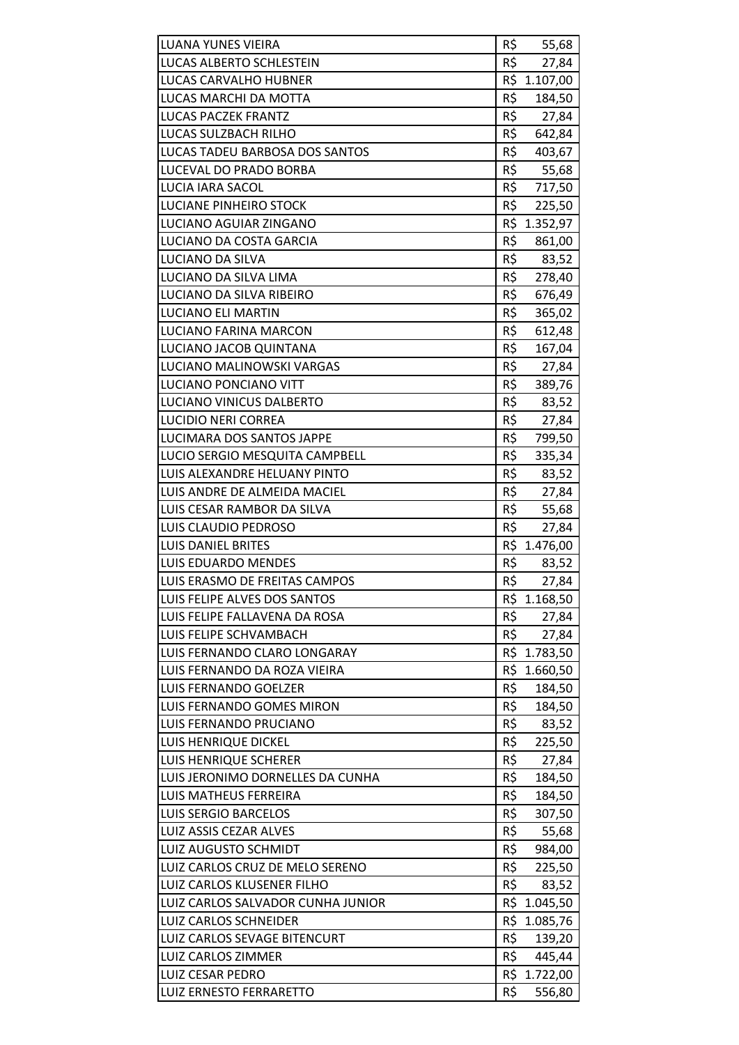| | |
|---|---|
| LUANA YUNES VIEIRA | R$ 55,68 |
| LUCAS ALBERTO SCHLESTEIN | R$ 27,84 |
| LUCAS CARVALHO HUBNER | R$ 1.107,00 |
| LUCAS MARCHI DA MOTTA | R$ 184,50 |
| LUCAS PACZEK FRANTZ | R$ 27,84 |
| LUCAS SULZBACH RILHO | R$ 642,84 |
| LUCAS TADEU BARBOSA DOS SANTOS | R$ 403,67 |
| LUCEVAL DO PRADO BORBA | R$ 55,68 |
| LUCIA IARA SACOL | R$ 717,50 |
| LUCIANE PINHEIRO STOCK | R$ 225,50 |
| LUCIANO AGUIAR ZINGANO | R$ 1.352,97 |
| LUCIANO DA COSTA GARCIA | R$ 861,00 |
| LUCIANO DA SILVA | R$ 83,52 |
| LUCIANO DA SILVA LIMA | R$ 278,40 |
| LUCIANO DA SILVA RIBEIRO | R$ 676,49 |
| LUCIANO ELI MARTIN | R$ 365,02 |
| LUCIANO FARINA MARCON | R$ 612,48 |
| LUCIANO JACOB QUINTANA | R$ 167,04 |
| LUCIANO MALINOWSKI VARGAS | R$ 27,84 |
| LUCIANO PONCIANO VITT | R$ 389,76 |
| LUCIANO VINICUS DALBERTO | R$ 83,52 |
| LUCIDIO NERI CORREA | R$ 27,84 |
| LUCIMARA DOS SANTOS JAPPE | R$ 799,50 |
| LUCIO SERGIO MESQUITA CAMPBELL | R$ 335,34 |
| LUIS ALEXANDRE HELUANY PINTO | R$ 83,52 |
| LUIS ANDRE DE ALMEIDA MACIEL | R$ 27,84 |
| LUIS CESAR RAMBOR DA SILVA | R$ 55,68 |
| LUIS CLAUDIO PEDROSO | R$ 27,84 |
| LUIS DANIEL BRITES | R$ 1.476,00 |
| LUIS EDUARDO MENDES | R$ 83,52 |
| LUIS ERASMO DE FREITAS CAMPOS | R$ 27,84 |
| LUIS FELIPE ALVES DOS SANTOS | R$ 1.168,50 |
| LUIS FELIPE FALLAVENA DA ROSA | R$ 27,84 |
| LUIS FELIPE SCHVAMBACH | R$ 27,84 |
| LUIS FERNANDO CLARO LONGARAY | R$ 1.783,50 |
| LUIS FERNANDO DA ROZA VIEIRA | R$ 1.660,50 |
| LUIS FERNANDO GOELZER | R$ 184,50 |
| LUIS FERNANDO GOMES MIRON | R$ 184,50 |
| LUIS FERNANDO PRUCIANO | R$ 83,52 |
| LUIS HENRIQUE DICKEL | R$ 225,50 |
| LUIS HENRIQUE SCHERER | R$ 27,84 |
| LUIS JERONIMO DORNELLES DA CUNHA | R$ 184,50 |
| LUIS MATHEUS FERREIRA | R$ 184,50 |
| LUIS SERGIO BARCELOS | R$ 307,50 |
| LUIZ ASSIS CEZAR ALVES | R$ 55,68 |
| LUIZ AUGUSTO SCHMIDT | R$ 984,00 |
| LUIZ CARLOS CRUZ DE MELO SERENO | R$ 225,50 |
| LUIZ CARLOS KLUSENER FILHO | R$ 83,52 |
| LUIZ CARLOS SALVADOR CUNHA JUNIOR | R$ 1.045,50 |
| LUIZ CARLOS SCHNEIDER | R$ 1.085,76 |
| LUIZ CARLOS SEVAGE BITENCURT | R$ 139,20 |
| LUIZ CARLOS ZIMMER | R$ 445,44 |
| LUIZ CESAR PEDRO | R$ 1.722,00 |
| LUIZ ERNESTO FERRARETTO | R$ 556,80 |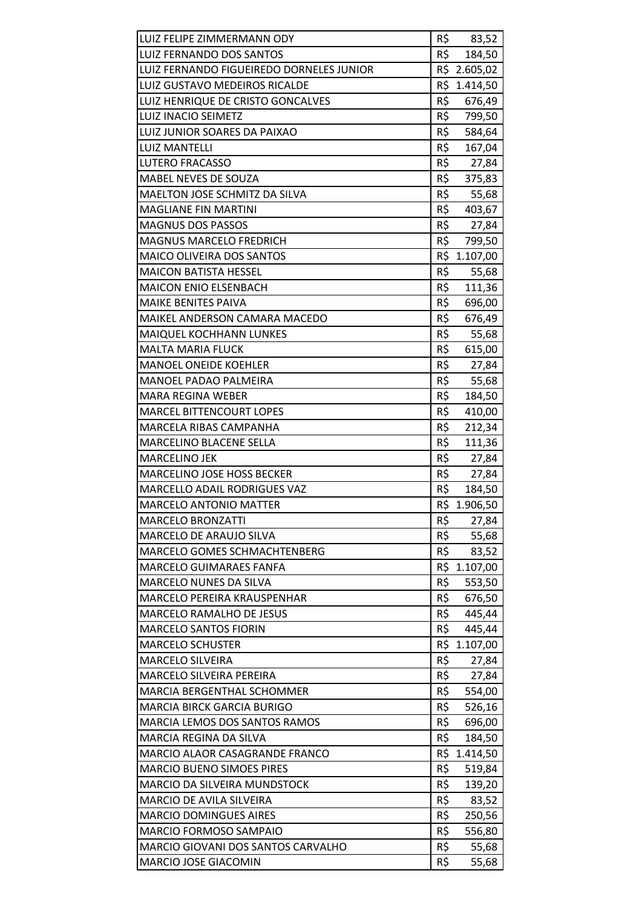| | |
|---|---|
| LUIZ FELIPE ZIMMERMANN ODY | R$ 83,52 |
| LUIZ FERNANDO DOS SANTOS | R$ 184,50 |
| LUIZ FERNANDO FIGUEIREDO DORNELES JUNIOR | R$ 2.605,02 |
| LUIZ GUSTAVO MEDEIROS RICALDE | R$ 1.414,50 |
| LUIZ HENRIQUE DE CRISTO GONCALVES | R$ 676,49 |
| LUIZ INACIO SEIMETZ | R$ 799,50 |
| LUIZ JUNIOR SOARES DA PAIXAO | R$ 584,64 |
| LUIZ MANTELLI | R$ 167,04 |
| LUTERO FRACASSO | R$ 27,84 |
| MABEL NEVES DE SOUZA | R$ 375,83 |
| MAELTON JOSE SCHMITZ DA SILVA | R$ 55,68 |
| MAGLIANE FIN MARTINI | R$ 403,67 |
| MAGNUS DOS PASSOS | R$ 27,84 |
| MAGNUS MARCELO FREDRICH | R$ 799,50 |
| MAICO OLIVEIRA DOS SANTOS | R$ 1.107,00 |
| MAICON BATISTA HESSEL | R$ 55,68 |
| MAICON ENIO ELSENBACH | R$ 111,36 |
| MAIKE BENITES PAIVA | R$ 696,00 |
| MAIKEL ANDERSON CAMARA MACEDO | R$ 676,49 |
| MAIQUEL KOCHHANN LUNKES | R$ 55,68 |
| MALTA MARIA FLUCK | R$ 615,00 |
| MANOEL ONEIDE KOEHLER | R$ 27,84 |
| MANOEL PADAO PALMEIRA | R$ 55,68 |
| MARA REGINA WEBER | R$ 184,50 |
| MARCEL BITTENCOURT LOPES | R$ 410,00 |
| MARCELA RIBAS CAMPANHA | R$ 212,34 |
| MARCELINO BLACENE SELLA | R$ 111,36 |
| MARCELINO JEK | R$ 27,84 |
| MARCELINO JOSE HOSS BECKER | R$ 27,84 |
| MARCELLO ADAIL RODRIGUES VAZ | R$ 184,50 |
| MARCELO ANTONIO MATTER | R$ 1.906,50 |
| MARCELO BRONZATTI | R$ 27,84 |
| MARCELO DE ARAUJO SILVA | R$ 55,68 |
| MARCELO GOMES SCHMACHTENBERG | R$ 83,52 |
| MARCELO GUIMARAES FANFA | R$ 1.107,00 |
| MARCELO NUNES DA SILVA | R$ 553,50 |
| MARCELO PEREIRA KRAUSPENHAR | R$ 676,50 |
| MARCELO RAMALHO DE JESUS | R$ 445,44 |
| MARCELO SANTOS FIORIN | R$ 445,44 |
| MARCELO SCHUSTER | R$ 1.107,00 |
| MARCELO SILVEIRA | R$ 27,84 |
| MARCELO SILVEIRA PEREIRA | R$ 27,84 |
| MARCIA BERGENTHAL SCHOMMER | R$ 554,00 |
| MARCIA BIRCK GARCIA BURIGO | R$ 526,16 |
| MARCIA LEMOS DOS SANTOS RAMOS | R$ 696,00 |
| MARCIA REGINA DA SILVA | R$ 184,50 |
| MARCIO ALAOR CASAGRANDE FRANCO | R$ 1.414,50 |
| MARCIO BUENO SIMOES PIRES | R$ 519,84 |
| MARCIO DA SILVEIRA MUNDSTOCK | R$ 139,20 |
| MARCIO DE AVILA SILVEIRA | R$ 83,52 |
| MARCIO DOMINGUES AIRES | R$ 250,56 |
| MARCIO FORMOSO SAMPAIO | R$ 556,80 |
| MARCIO GIOVANI DOS SANTOS CARVALHO | R$ 55,68 |
| MARCIO JOSE GIACOMIN | R$ 55,68 |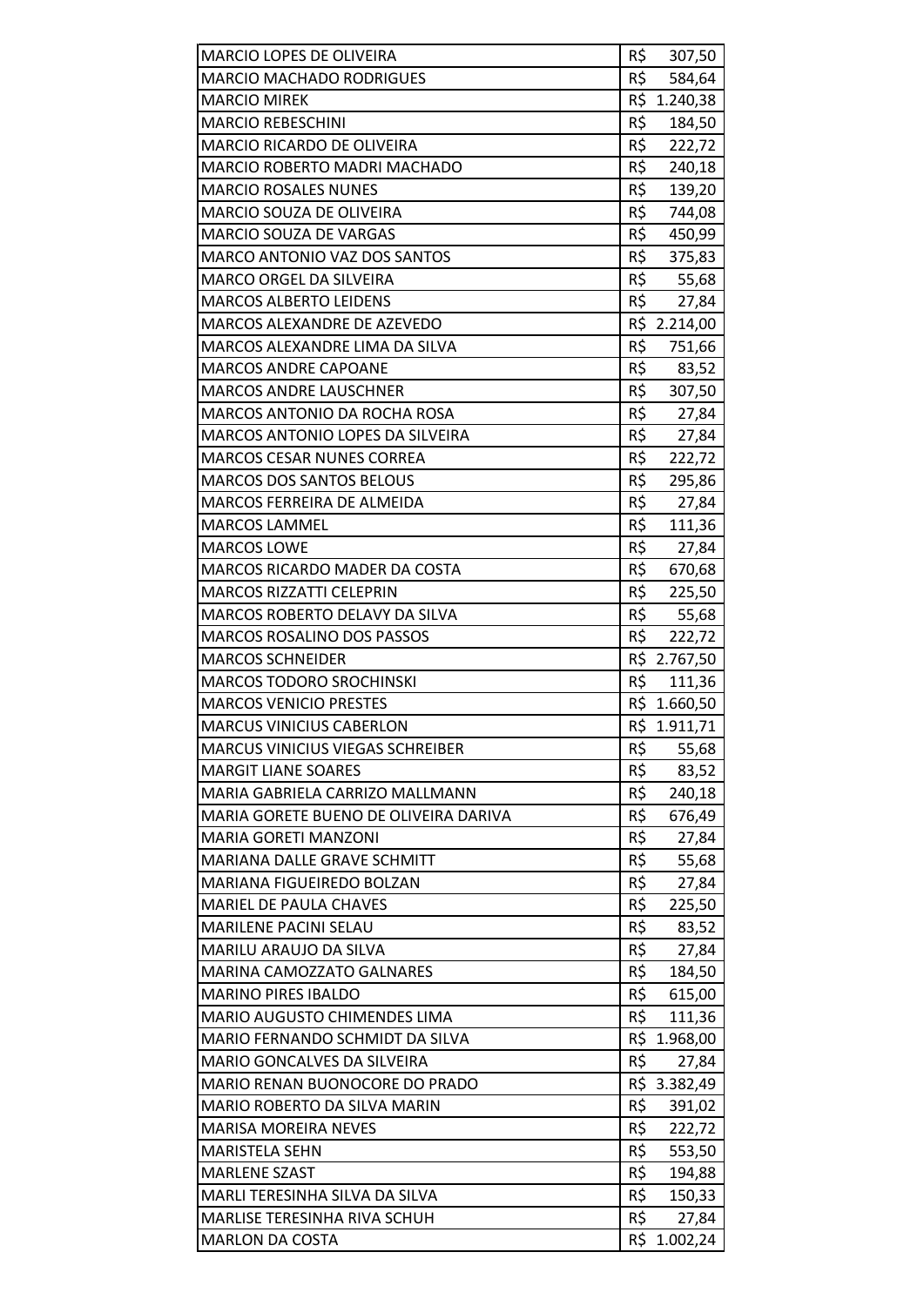| | |
|---|---|
| MARCIO LOPES DE OLIVEIRA | R$ 307,50 |
| MARCIO MACHADO RODRIGUES | R$ 584,64 |
| MARCIO MIREK | R$ 1.240,38 |
| MARCIO REBESCHINI | R$ 184,50 |
| MARCIO RICARDO DE OLIVEIRA | R$ 222,72 |
| MARCIO ROBERTO MADRI MACHADO | R$ 240,18 |
| MARCIO ROSALES NUNES | R$ 139,20 |
| MARCIO SOUZA DE OLIVEIRA | R$ 744,08 |
| MARCIO SOUZA DE VARGAS | R$ 450,99 |
| MARCO ANTONIO VAZ DOS SANTOS | R$ 375,83 |
| MARCO ORGEL DA SILVEIRA | R$ 55,68 |
| MARCOS ALBERTO LEIDENS | R$ 27,84 |
| MARCOS ALEXANDRE DE AZEVEDO | R$ 2.214,00 |
| MARCOS ALEXANDRE LIMA DA SILVA | R$ 751,66 |
| MARCOS ANDRE CAPOANE | R$ 83,52 |
| MARCOS ANDRE LAUSCHNER | R$ 307,50 |
| MARCOS ANTONIO DA ROCHA ROSA | R$ 27,84 |
| MARCOS ANTONIO LOPES DA SILVEIRA | R$ 27,84 |
| MARCOS CESAR NUNES CORREA | R$ 222,72 |
| MARCOS DOS SANTOS BELOUS | R$ 295,86 |
| MARCOS FERREIRA DE ALMEIDA | R$ 27,84 |
| MARCOS LAMMEL | R$ 111,36 |
| MARCOS LOWE | R$ 27,84 |
| MARCOS RICARDO MADER DA COSTA | R$ 670,68 |
| MARCOS RIZZATTI CELEPRIN | R$ 225,50 |
| MARCOS ROBERTO DELAVY DA SILVA | R$ 55,68 |
| MARCOS ROSALINO DOS PASSOS | R$ 222,72 |
| MARCOS SCHNEIDER | R$ 2.767,50 |
| MARCOS TODORO SROCHINSKI | R$ 111,36 |
| MARCOS VENICIO PRESTES | R$ 1.660,50 |
| MARCUS VINICIUS CABERLON | R$ 1.911,71 |
| MARCUS VINICIUS VIEGAS SCHREIBER | R$ 55,68 |
| MARGIT LIANE SOARES | R$ 83,52 |
| MARIA GABRIELA CARRIZO MALLMANN | R$ 240,18 |
| MARIA GORETE BUENO DE OLIVEIRA DARIVA | R$ 676,49 |
| MARIA GORETI MANZONI | R$ 27,84 |
| MARIANA DALLE GRAVE SCHMITT | R$ 55,68 |
| MARIANA FIGUEIREDO BOLZAN | R$ 27,84 |
| MARIEL DE PAULA CHAVES | R$ 225,50 |
| MARILENE PACINI SELAU | R$ 83,52 |
| MARILU ARAUJO DA SILVA | R$ 27,84 |
| MARINA CAMOZZATO GALNARES | R$ 184,50 |
| MARINO PIRES IBALDO | R$ 615,00 |
| MARIO AUGUSTO CHIMENDES LIMA | R$ 111,36 |
| MARIO FERNANDO SCHMIDT DA SILVA | R$ 1.968,00 |
| MARIO GONCALVES DA SILVEIRA | R$ 27,84 |
| MARIO RENAN BUONOCORE DO PRADO | R$ 3.382,49 |
| MARIO ROBERTO DA SILVA MARIN | R$ 391,02 |
| MARISA MOREIRA NEVES | R$ 222,72 |
| MARISTELA SEHN | R$ 553,50 |
| MARLENE SZAST | R$ 194,88 |
| MARLI TERESINHA SILVA DA SILVA | R$ 150,33 |
| MARLISE TERESINHA RIVA SCHUH | R$ 27,84 |
| MARLON DA COSTA | R$ 1.002,24 |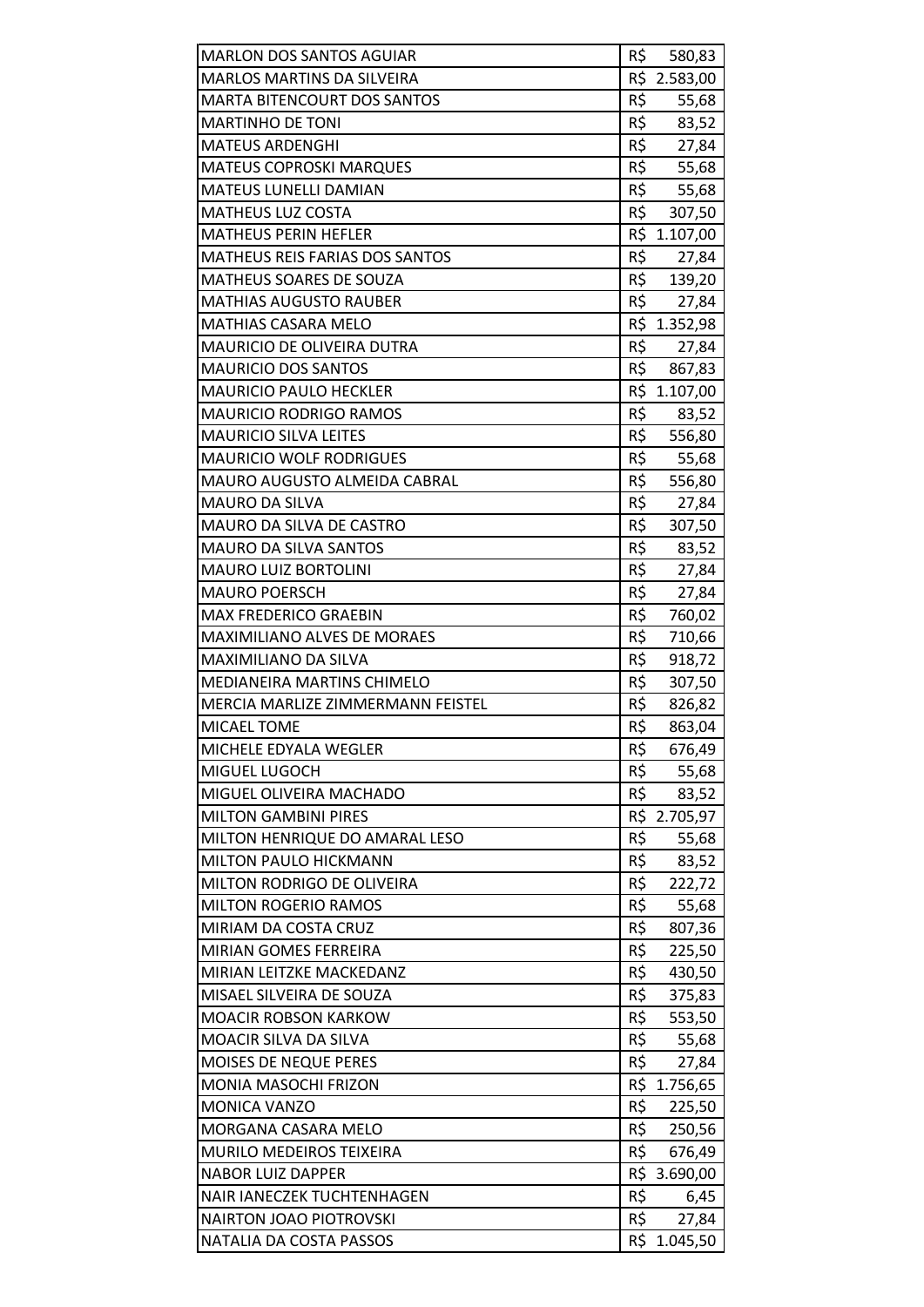| | |
|---|---|
| MARLON DOS SANTOS AGUIAR | R$ 580,83 |
| MARLOS MARTINS DA SILVEIRA | R$ 2.583,00 |
| MARTA BITENCOURT DOS SANTOS | R$ 55,68 |
| MARTINHO DE TONI | R$ 83,52 |
| MATEUS ARDENGHI | R$ 27,84 |
| MATEUS COPROSKI MARQUES | R$ 55,68 |
| MATEUS LUNELLI DAMIAN | R$ 55,68 |
| MATHEUS LUZ COSTA | R$ 307,50 |
| MATHEUS PERIN HEFLER | R$ 1.107,00 |
| MATHEUS REIS FARIAS DOS SANTOS | R$ 27,84 |
| MATHEUS SOARES DE SOUZA | R$ 139,20 |
| MATHIAS AUGUSTO RAUBER | R$ 27,84 |
| MATHIAS CASARA MELO | R$ 1.352,98 |
| MAURICIO DE OLIVEIRA DUTRA | R$ 27,84 |
| MAURICIO DOS SANTOS | R$ 867,83 |
| MAURICIO PAULO HECKLER | R$ 1.107,00 |
| MAURICIO RODRIGO RAMOS | R$ 83,52 |
| MAURICIO SILVA LEITES | R$ 556,80 |
| MAURICIO WOLF RODRIGUES | R$ 55,68 |
| MAURO AUGUSTO ALMEIDA CABRAL | R$ 556,80 |
| MAURO DA SILVA | R$ 27,84 |
| MAURO DA SILVA DE CASTRO | R$ 307,50 |
| MAURO DA SILVA SANTOS | R$ 83,52 |
| MAURO LUIZ BORTOLINI | R$ 27,84 |
| MAURO POERSCH | R$ 27,84 |
| MAX FREDERICO GRAEBIN | R$ 760,02 |
| MAXIMILIANO ALVES DE MORAES | R$ 710,66 |
| MAXIMILIANO DA SILVA | R$ 918,72 |
| MEDIANEIRA MARTINS CHIMELO | R$ 307,50 |
| MERCIA MARLIZE ZIMMERMANN FEISTEL | R$ 826,82 |
| MICAEL TOME | R$ 863,04 |
| MICHELE EDYALA WEGLER | R$ 676,49 |
| MIGUEL LUGOCH | R$ 55,68 |
| MIGUEL OLIVEIRA MACHADO | R$ 83,52 |
| MILTON GAMBINI PIRES | R$ 2.705,97 |
| MILTON HENRIQUE DO AMARAL LESO | R$ 55,68 |
| MILTON PAULO HICKMANN | R$ 83,52 |
| MILTON RODRIGO DE OLIVEIRA | R$ 222,72 |
| MILTON ROGERIO RAMOS | R$ 55,68 |
| MIRIAM DA COSTA CRUZ | R$ 807,36 |
| MIRIAN GOMES FERREIRA | R$ 225,50 |
| MIRIAN LEITZKE MACKEDANZ | R$ 430,50 |
| MISAEL SILVEIRA DE SOUZA | R$ 375,83 |
| MOACIR ROBSON KARKOW | R$ 553,50 |
| MOACIR SILVA DA SILVA | R$ 55,68 |
| MOISES DE NEQUE PERES | R$ 27,84 |
| MONIA MASOCHI FRIZON | R$ 1.756,65 |
| MONICA VANZO | R$ 225,50 |
| MORGANA CASARA MELO | R$ 250,56 |
| MURILO MEDEIROS TEIXEIRA | R$ 676,49 |
| NABOR LUIZ DAPPER | R$ 3.690,00 |
| NAIR IANECZEK TUCHTENHAGEN | R$ 6,45 |
| NAIRTON JOAO PIOTROVSKI | R$ 27,84 |
| NATALIA DA COSTA PASSOS | R$ 1.045,50 |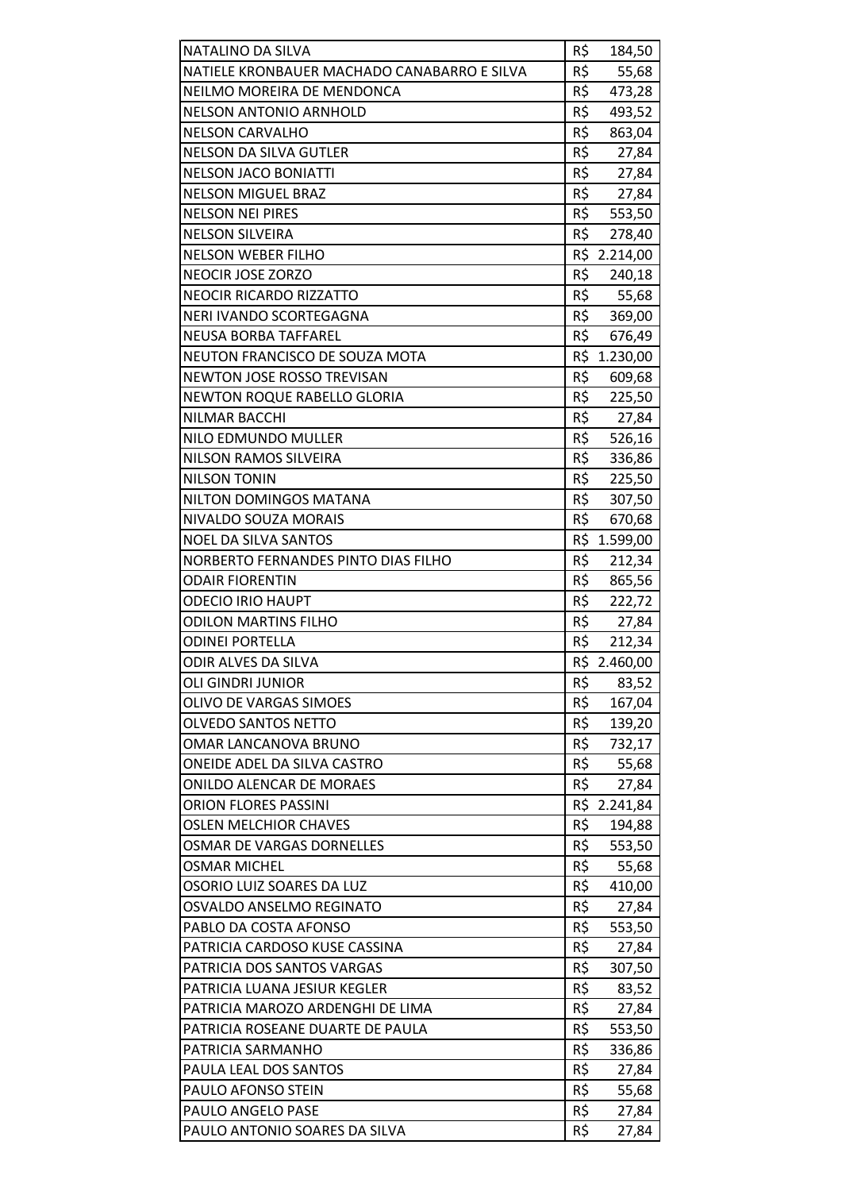| | |
|---|---|
| NATALINO DA SILVA | R$ 184,50 |
| NATIELE KRONBAUER MACHADO CANABARRO E SILVA | R$ 55,68 |
| NEILMO MOREIRA DE MENDONCA | R$ 473,28 |
| NELSON ANTONIO ARNHOLD | R$ 493,52 |
| NELSON CARVALHO | R$ 863,04 |
| NELSON DA SILVA GUTLER | R$ 27,84 |
| NELSON JACO BONIATTI | R$ 27,84 |
| NELSON MIGUEL BRAZ | R$ 27,84 |
| NELSON NEI PIRES | R$ 553,50 |
| NELSON SILVEIRA | R$ 278,40 |
| NELSON WEBER FILHO | R$ 2.214,00 |
| NEOCIR JOSE ZORZO | R$ 240,18 |
| NEOCIR RICARDO RIZZATTO | R$ 55,68 |
| NERI IVANDO SCORTEGAGNA | R$ 369,00 |
| NEUSA BORBA TAFFAREL | R$ 676,49 |
| NEUTON FRANCISCO DE SOUZA MOTA | R$ 1.230,00 |
| NEWTON JOSE ROSSO TREVISAN | R$ 609,68 |
| NEWTON ROQUE RABELLO GLORIA | R$ 225,50 |
| NILMAR BACCHI | R$ 27,84 |
| NILO EDMUNDO MULLER | R$ 526,16 |
| NILSON RAMOS SILVEIRA | R$ 336,86 |
| NILSON TONIN | R$ 225,50 |
| NILTON DOMINGOS MATANA | R$ 307,50 |
| NIVALDO SOUZA MORAIS | R$ 670,68 |
| NOEL DA SILVA SANTOS | R$ 1.599,00 |
| NORBERTO FERNANDES PINTO DIAS FILHO | R$ 212,34 |
| ODAIR FIORENTIN | R$ 865,56 |
| ODECIO IRIO HAUPT | R$ 222,72 |
| ODILON MARTINS FILHO | R$ 27,84 |
| ODINEI PORTELLA | R$ 212,34 |
| ODIR ALVES DA SILVA | R$ 2.460,00 |
| OLI GINDRI JUNIOR | R$ 83,52 |
| OLIVO DE VARGAS SIMOES | R$ 167,04 |
| OLVEDO SANTOS NETTO | R$ 139,20 |
| OMAR LANCANOVA BRUNO | R$ 732,17 |
| ONEIDE ADEL DA SILVA CASTRO | R$ 55,68 |
| ONILDO ALENCAR DE MORAES | R$ 27,84 |
| ORION FLORES PASSINI | R$ 2.241,84 |
| OSLEN MELCHIOR CHAVES | R$ 194,88 |
| OSMAR DE VARGAS DORNELLES | R$ 553,50 |
| OSMAR MICHEL | R$ 55,68 |
| OSORIO LUIZ SOARES DA LUZ | R$ 410,00 |
| OSVALDO ANSELMO REGINATO | R$ 27,84 |
| PABLO DA COSTA AFONSO | R$ 553,50 |
| PATRICIA CARDOSO KUSE CASSINA | R$ 27,84 |
| PATRICIA DOS SANTOS VARGAS | R$ 307,50 |
| PATRICIA LUANA JESIUR KEGLER | R$ 83,52 |
| PATRICIA MAROZO ARDENGHI DE LIMA | R$ 27,84 |
| PATRICIA ROSEANE DUARTE DE PAULA | R$ 553,50 |
| PATRICIA SARMANHO | R$ 336,86 |
| PAULA LEAL DOS SANTOS | R$ 27,84 |
| PAULO AFONSO STEIN | R$ 55,68 |
| PAULO ANGELO PASE | R$ 27,84 |
| PAULO ANTONIO SOARES DA SILVA | R$ 27,84 |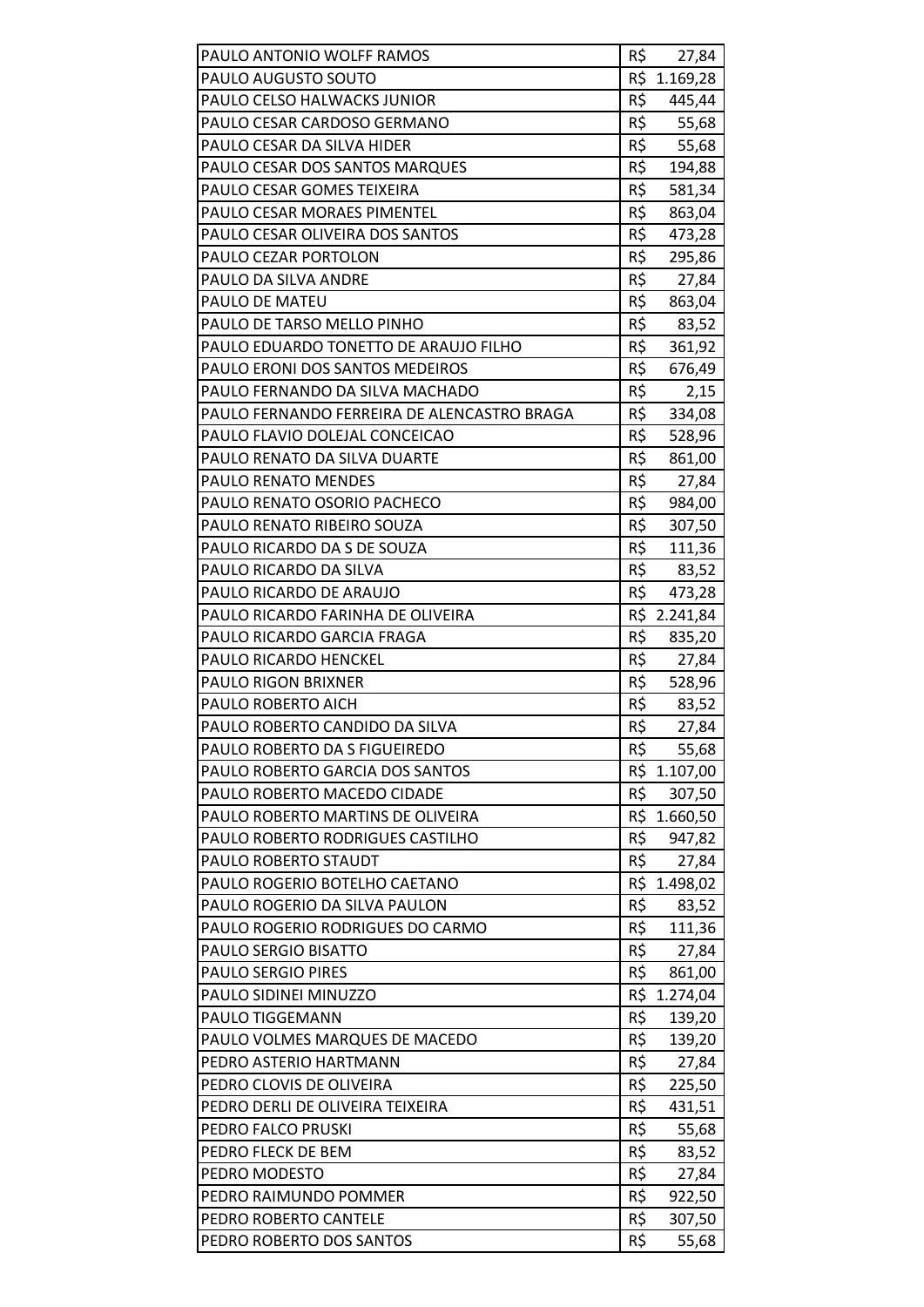| PAULO ANTONIO WOLFF RAMOS | R$ 27,84 |
|---|---|
| PAULO AUGUSTO SOUTO | R$ 1.169,28 |
| PAULO CELSO HALWACKS JUNIOR | R$ 445,44 |
| PAULO CESAR CARDOSO GERMANO | R$ 55,68 |
| PAULO CESAR DA SILVA HIDER | R$ 55,68 |
| PAULO CESAR DOS SANTOS MARQUES | R$ 194,88 |
| PAULO CESAR GOMES TEIXEIRA | R$ 581,34 |
| PAULO CESAR MORAES PIMENTEL | R$ 863,04 |
| PAULO CESAR OLIVEIRA DOS SANTOS | R$ 473,28 |
| PAULO CEZAR PORTOLON | R$ 295,86 |
| PAULO DA SILVA ANDRE | R$ 27,84 |
| PAULO DE MATEU | R$ 863,04 |
| PAULO DE TARSO MELLO PINHO | R$ 83,52 |
| PAULO EDUARDO TONETTO DE ARAUJO FILHO | R$ 361,92 |
| PAULO ERONI DOS SANTOS MEDEIROS | R$ 676,49 |
| PAULO FERNANDO DA SILVA MACHADO | R$ 2,15 |
| PAULO FERNANDO FERREIRA DE ALENCASTRO BRAGA | R$ 334,08 |
| PAULO FLAVIO DOLEJAL CONCEICAO | R$ 528,96 |
| PAULO RENATO DA SILVA DUARTE | R$ 861,00 |
| PAULO RENATO MENDES | R$ 27,84 |
| PAULO RENATO OSORIO PACHECO | R$ 984,00 |
| PAULO RENATO RIBEIRO SOUZA | R$ 307,50 |
| PAULO RICARDO DA S DE SOUZA | R$ 111,36 |
| PAULO RICARDO DA SILVA | R$ 83,52 |
| PAULO RICARDO DE ARAUJO | R$ 473,28 |
| PAULO RICARDO FARINHA DE OLIVEIRA | R$ 2.241,84 |
| PAULO RICARDO GARCIA FRAGA | R$ 835,20 |
| PAULO RICARDO HENCKEL | R$ 27,84 |
| PAULO RIGON BRIXNER | R$ 528,96 |
| PAULO ROBERTO AICH | R$ 83,52 |
| PAULO ROBERTO CANDIDO DA SILVA | R$ 27,84 |
| PAULO ROBERTO DA S FIGUEIREDO | R$ 55,68 |
| PAULO ROBERTO GARCIA DOS SANTOS | R$ 1.107,00 |
| PAULO ROBERTO MACEDO CIDADE | R$ 307,50 |
| PAULO ROBERTO MARTINS DE OLIVEIRA | R$ 1.660,50 |
| PAULO ROBERTO RODRIGUES CASTILHO | R$ 947,82 |
| PAULO ROBERTO STAUDT | R$ 27,84 |
| PAULO ROGERIO BOTELHO CAETANO | R$ 1.498,02 |
| PAULO ROGERIO DA SILVA PAULON | R$ 83,52 |
| PAULO ROGERIO RODRIGUES DO CARMO | R$ 111,36 |
| PAULO SERGIO BISATTO | R$ 27,84 |
| PAULO SERGIO PIRES | R$ 861,00 |
| PAULO SIDINEI MINUZZO | R$ 1.274,04 |
| PAULO TIGGEMANN | R$ 139,20 |
| PAULO VOLMES MARQUES DE MACEDO | R$ 139,20 |
| PEDRO ASTERIO HARTMANN | R$ 27,84 |
| PEDRO CLOVIS DE OLIVEIRA | R$ 225,50 |
| PEDRO DERLI DE OLIVEIRA TEIXEIRA | R$ 431,51 |
| PEDRO FALCO PRUSKI | R$ 55,68 |
| PEDRO FLECK DE BEM | R$ 83,52 |
| PEDRO MODESTO | R$ 27,84 |
| PEDRO RAIMUNDO POMMER | R$ 922,50 |
| PEDRO ROBERTO CANTELE | R$ 307,50 |
| PEDRO ROBERTO DOS SANTOS | R$ 55,68 |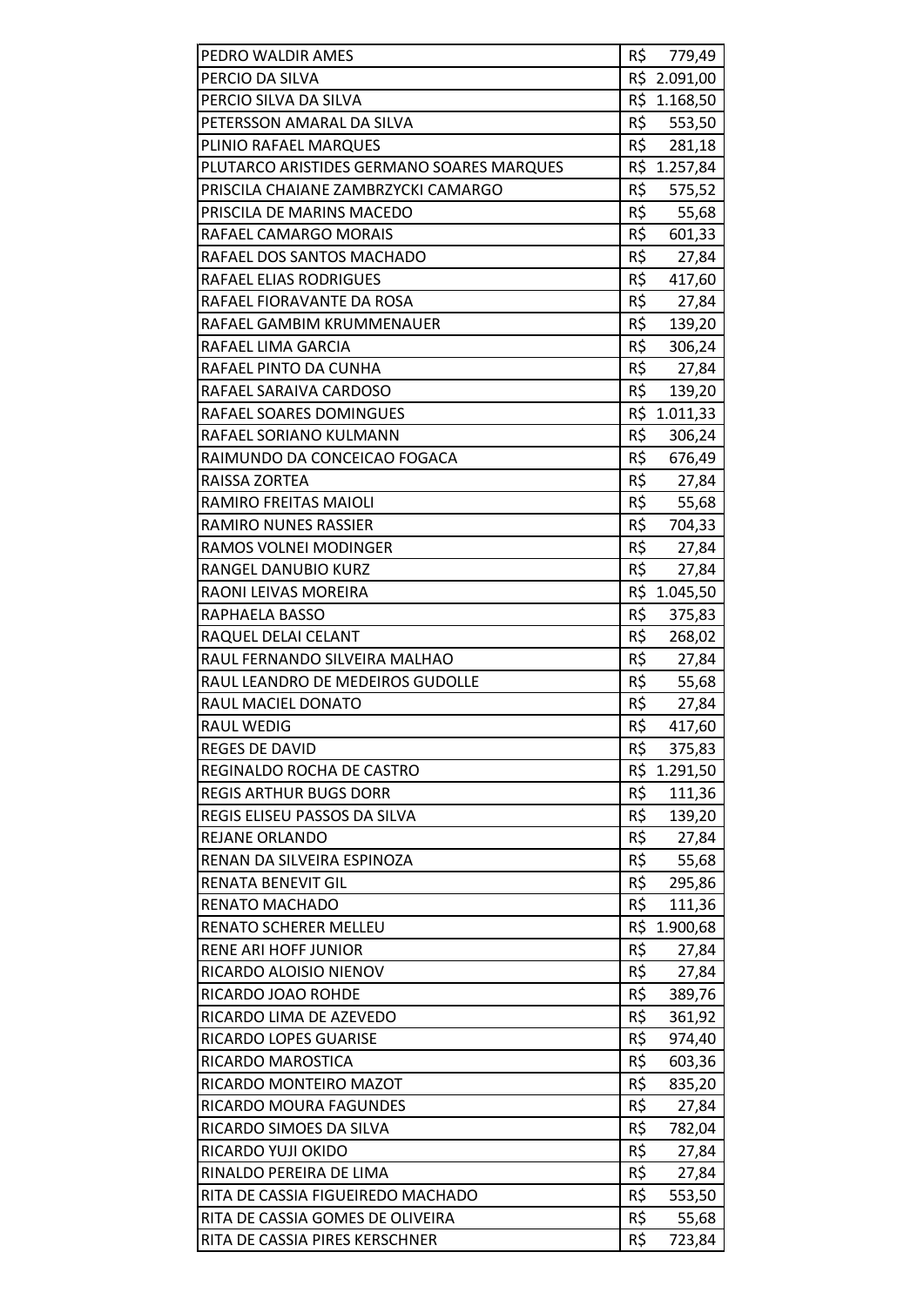| | |
|---|---|
| PEDRO WALDIR AMES | R$ 779,49 |
| PERCIO DA SILVA | R$ 2.091,00 |
| PERCIO SILVA DA SILVA | R$ 1.168,50 |
| PETERSSON AMARAL DA SILVA | R$ 553,50 |
| PLINIO RAFAEL MARQUES | R$ 281,18 |
| PLUTARCO ARISTIDES GERMANO SOARES MARQUES | R$ 1.257,84 |
| PRISCILA CHAIANE ZAMBRZYCKI CAMARGO | R$ 575,52 |
| PRISCILA DE MARINS MACEDO | R$ 55,68 |
| RAFAEL CAMARGO MORAIS | R$ 601,33 |
| RAFAEL DOS SANTOS MACHADO | R$ 27,84 |
| RAFAEL ELIAS RODRIGUES | R$ 417,60 |
| RAFAEL FIORAVANTE DA ROSA | R$ 27,84 |
| RAFAEL GAMBIM KRUMMENAUER | R$ 139,20 |
| RAFAEL LIMA GARCIA | R$ 306,24 |
| RAFAEL PINTO DA CUNHA | R$ 27,84 |
| RAFAEL SARAIVA CARDOSO | R$ 139,20 |
| RAFAEL SOARES DOMINGUES | R$ 1.011,33 |
| RAFAEL SORIANO KULMANN | R$ 306,24 |
| RAIMUNDO DA CONCEICAO FOGACA | R$ 676,49 |
| RAISSA ZORTEA | R$ 27,84 |
| RAMIRO FREITAS MAIOLI | R$ 55,68 |
| RAMIRO NUNES RASSIER | R$ 704,33 |
| RAMOS VOLNEI MODINGER | R$ 27,84 |
| RANGEL DANUBIO KURZ | R$ 27,84 |
| RAONI LEIVAS MOREIRA | R$ 1.045,50 |
| RAPHAELA BASSO | R$ 375,83 |
| RAQUEL DELAI CELANT | R$ 268,02 |
| RAUL FERNANDO SILVEIRA MALHAO | R$ 27,84 |
| RAUL LEANDRO DE MEDEIROS GUDOLLE | R$ 55,68 |
| RAUL MACIEL DONATO | R$ 27,84 |
| RAUL WEDIG | R$ 417,60 |
| REGES DE DAVID | R$ 375,83 |
| REGINALDO ROCHA DE CASTRO | R$ 1.291,50 |
| REGIS ARTHUR BUGS DORR | R$ 111,36 |
| REGIS ELISEU PASSOS DA SILVA | R$ 139,20 |
| REJANE ORLANDO | R$ 27,84 |
| RENAN DA SILVEIRA ESPINOZA | R$ 55,68 |
| RENATA BENEVIT GIL | R$ 295,86 |
| RENATO MACHADO | R$ 111,36 |
| RENATO SCHERER MELLEU | R$ 1.900,68 |
| RENE ARI HOFF JUNIOR | R$ 27,84 |
| RICARDO ALOISIO NIENOV | R$ 27,84 |
| RICARDO JOAO ROHDE | R$ 389,76 |
| RICARDO LIMA DE AZEVEDO | R$ 361,92 |
| RICARDO LOPES GUARISE | R$ 974,40 |
| RICARDO MAROSTICA | R$ 603,36 |
| RICARDO MONTEIRO MAZOT | R$ 835,20 |
| RICARDO MOURA FAGUNDES | R$ 27,84 |
| RICARDO SIMOES DA SILVA | R$ 782,04 |
| RICARDO YUJI OKIDO | R$ 27,84 |
| RINALDO PEREIRA DE LIMA | R$ 27,84 |
| RITA DE CASSIA FIGUEIREDO MACHADO | R$ 553,50 |
| RITA DE CASSIA GOMES DE OLIVEIRA | R$ 55,68 |
| RITA DE CASSIA PIRES KERSCHNER | R$ 723,84 |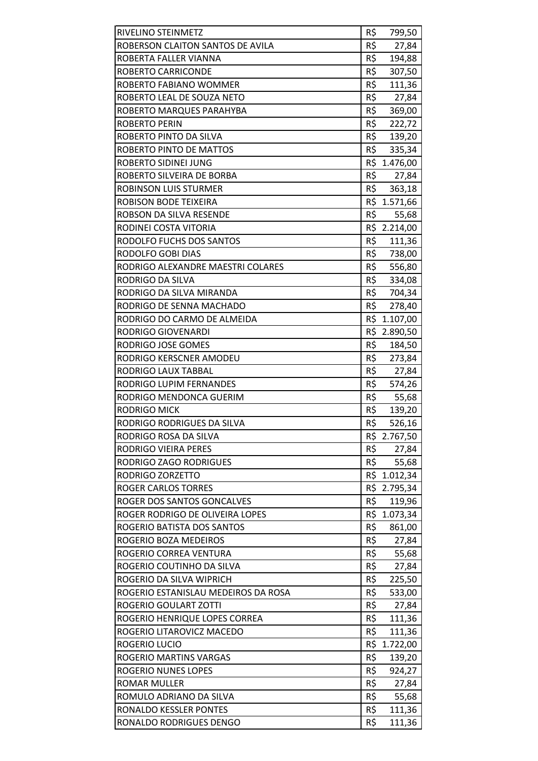| | |
|---|---|
| RIVELINO STEINMETZ | R$ 799,50 |
| ROBERSON CLAITON SANTOS DE AVILA | R$ 27,84 |
| ROBERTA FALLER VIANNA | R$ 194,88 |
| ROBERTO CARRICONDE | R$ 307,50 |
| ROBERTO FABIANO WOMMER | R$ 111,36 |
| ROBERTO LEAL DE SOUZA NETO | R$ 27,84 |
| ROBERTO MARQUES PARAHYBA | R$ 369,00 |
| ROBERTO PERIN | R$ 222,72 |
| ROBERTO PINTO DA SILVA | R$ 139,20 |
| ROBERTO PINTO DE MATTOS | R$ 335,34 |
| ROBERTO SIDINEI JUNG | R$ 1.476,00 |
| ROBERTO SILVEIRA DE BORBA | R$ 27,84 |
| ROBINSON LUIS STURMER | R$ 363,18 |
| ROBISON BODE TEIXEIRA | R$ 1.571,66 |
| ROBSON DA SILVA RESENDE | R$ 55,68 |
| RODINEI COSTA VITORIA | R$ 2.214,00 |
| RODOLFO FUCHS DOS SANTOS | R$ 111,36 |
| RODOLFO GOBI DIAS | R$ 738,00 |
| RODRIGO ALEXANDRE MAESTRI COLARES | R$ 556,80 |
| RODRIGO DA SILVA | R$ 334,08 |
| RODRIGO DA SILVA MIRANDA | R$ 704,34 |
| RODRIGO DE SENNA MACHADO | R$ 278,40 |
| RODRIGO DO CARMO DE ALMEIDA | R$ 1.107,00 |
| RODRIGO GIOVENARDI | R$ 2.890,50 |
| RODRIGO JOSE GOMES | R$ 184,50 |
| RODRIGO KERSCNER AMODEU | R$ 273,84 |
| RODRIGO LAUX TABBAL | R$ 27,84 |
| RODRIGO LUPIM FERNANDES | R$ 574,26 |
| RODRIGO MENDONCA GUERIM | R$ 55,68 |
| RODRIGO MICK | R$ 139,20 |
| RODRIGO RODRIGUES DA SILVA | R$ 526,16 |
| RODRIGO ROSA DA SILVA | R$ 2.767,50 |
| RODRIGO VIEIRA PERES | R$ 27,84 |
| RODRIGO ZAGO RODRIGUES | R$ 55,68 |
| RODRIGO ZORZETTO | R$ 1.012,34 |
| ROGER CARLOS TORRES | R$ 2.795,34 |
| ROGER DOS SANTOS GONCALVES | R$ 119,96 |
| ROGER RODRIGO DE OLIVEIRA LOPES | R$ 1.073,34 |
| ROGERIO BATISTA DOS SANTOS | R$ 861,00 |
| ROGERIO BOZA MEDEIROS | R$ 27,84 |
| ROGERIO CORREA VENTURA | R$ 55,68 |
| ROGERIO COUTINHO DA SILVA | R$ 27,84 |
| ROGERIO DA SILVA WIPRICH | R$ 225,50 |
| ROGERIO ESTANISLAU MEDEIROS DA ROSA | R$ 533,00 |
| ROGERIO GOULART ZOTTI | R$ 27,84 |
| ROGERIO HENRIQUE LOPES CORREA | R$ 111,36 |
| ROGERIO LITAROVICZ MACEDO | R$ 111,36 |
| ROGERIO LUCIO | R$ 1.722,00 |
| ROGERIO MARTINS VARGAS | R$ 139,20 |
| ROGERIO NUNES LOPES | R$ 924,27 |
| ROMAR MULLER | R$ 27,84 |
| ROMULO ADRIANO DA SILVA | R$ 55,68 |
| RONALDO KESSLER PONTES | R$ 111,36 |
| RONALDO RODRIGUES DENGO | R$ 111,36 |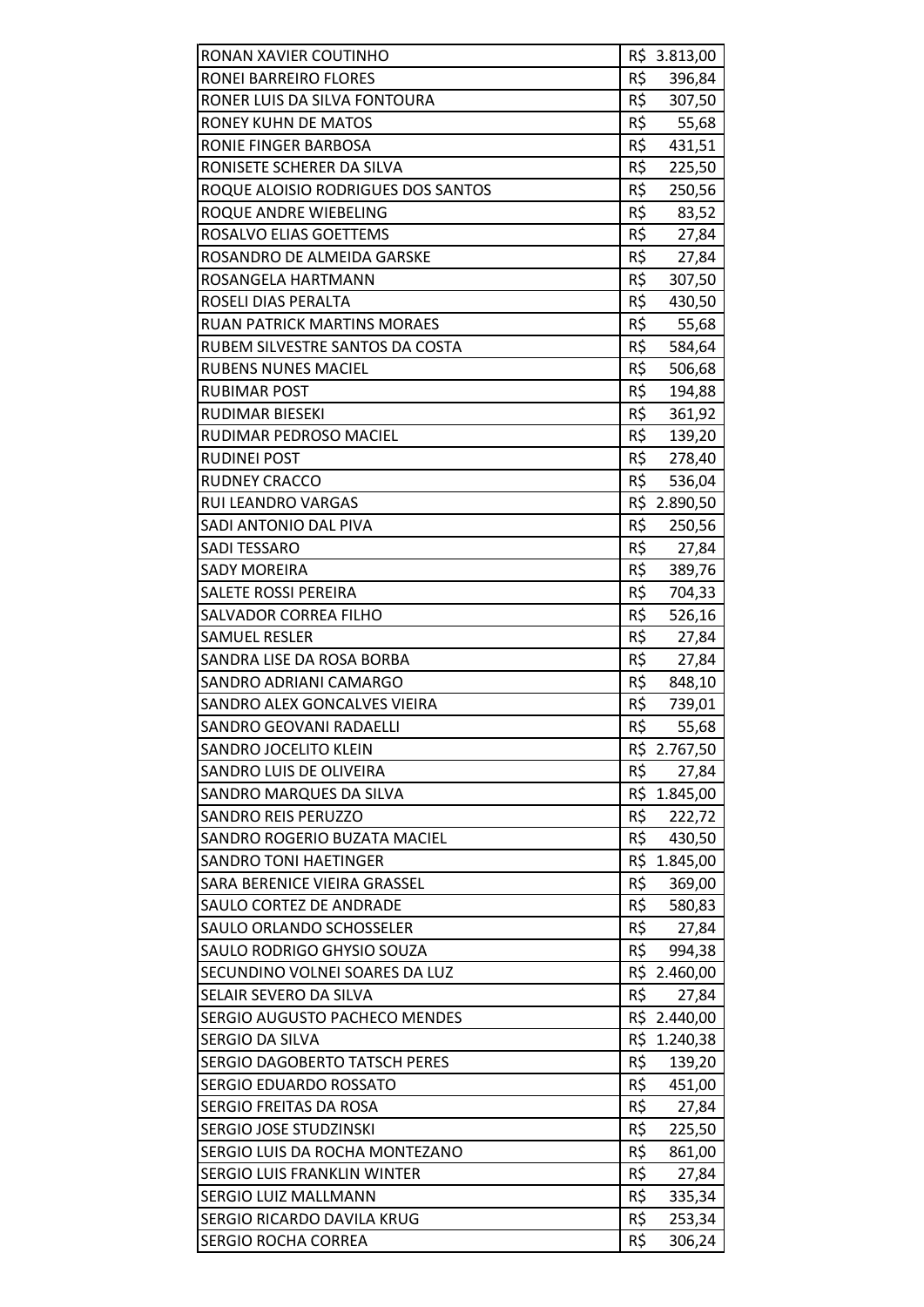| | |
|---|---|
| RONAN XAVIER COUTINHO | R$ 3.813,00 |
| RONEI BARREIRO FLORES | R$ 396,84 |
| RONER LUIS DA SILVA FONTOURA | R$ 307,50 |
| RONEY KUHN DE MATOS | R$ 55,68 |
| RONIE FINGER BARBOSA | R$ 431,51 |
| RONISETE SCHERER DA SILVA | R$ 225,50 |
| ROQUE ALOISIO RODRIGUES DOS SANTOS | R$ 250,56 |
| ROQUE ANDRE WIEBELING | R$ 83,52 |
| ROSALVO ELIAS GOETTEMS | R$ 27,84 |
| ROSANDRO DE ALMEIDA GARSKE | R$ 27,84 |
| ROSANGELA HARTMANN | R$ 307,50 |
| ROSELI DIAS PERALTA | R$ 430,50 |
| RUAN PATRICK MARTINS MORAES | R$ 55,68 |
| RUBEM SILVESTRE SANTOS DA COSTA | R$ 584,64 |
| RUBENS NUNES MACIEL | R$ 506,68 |
| RUBIMAR POST | R$ 194,88 |
| RUDIMAR BIESEKI | R$ 361,92 |
| RUDIMAR PEDROSO MACIEL | R$ 139,20 |
| RUDINEI POST | R$ 278,40 |
| RUDNEY CRACCO | R$ 536,04 |
| RUI LEANDRO VARGAS | R$ 2.890,50 |
| SADI ANTONIO DAL PIVA | R$ 250,56 |
| SADI TESSARO | R$ 27,84 |
| SADY MOREIRA | R$ 389,76 |
| SALETE ROSSI PEREIRA | R$ 704,33 |
| SALVADOR CORREA FILHO | R$ 526,16 |
| SAMUEL RESLER | R$ 27,84 |
| SANDRA LISE DA ROSA BORBA | R$ 27,84 |
| SANDRO ADRIANI CAMARGO | R$ 848,10 |
| SANDRO ALEX GONCALVES VIEIRA | R$ 739,01 |
| SANDRO GEOVANI RADAELLI | R$ 55,68 |
| SANDRO JOCELITO KLEIN | R$ 2.767,50 |
| SANDRO LUIS DE OLIVEIRA | R$ 27,84 |
| SANDRO MARQUES DA SILVA | R$ 1.845,00 |
| SANDRO REIS PERUZZO | R$ 222,72 |
| SANDRO ROGERIO BUZATA MACIEL | R$ 430,50 |
| SANDRO TONI HAETINGER | R$ 1.845,00 |
| SARA BERENICE VIEIRA GRASSEL | R$ 369,00 |
| SAULO CORTEZ DE ANDRADE | R$ 580,83 |
| SAULO ORLANDO SCHOSSELER | R$ 27,84 |
| SAULO RODRIGO GHYSIO SOUZA | R$ 994,38 |
| SECUNDINO VOLNEI SOARES DA LUZ | R$ 2.460,00 |
| SELAIR SEVERO DA SILVA | R$ 27,84 |
| SERGIO AUGUSTO PACHECO MENDES | R$ 2.440,00 |
| SERGIO DA SILVA | R$ 1.240,38 |
| SERGIO DAGOBERTO TATSCH PERES | R$ 139,20 |
| SERGIO EDUARDO ROSSATO | R$ 451,00 |
| SERGIO FREITAS DA ROSA | R$ 27,84 |
| SERGIO JOSE STUDZINSKI | R$ 225,50 |
| SERGIO LUIS DA ROCHA MONTEZANO | R$ 861,00 |
| SERGIO LUIS FRANKLIN WINTER | R$ 27,84 |
| SERGIO LUIZ MALLMANN | R$ 335,34 |
| SERGIO RICARDO DAVILA KRUG | R$ 253,34 |
| SERGIO ROCHA CORREA | R$ 306,24 |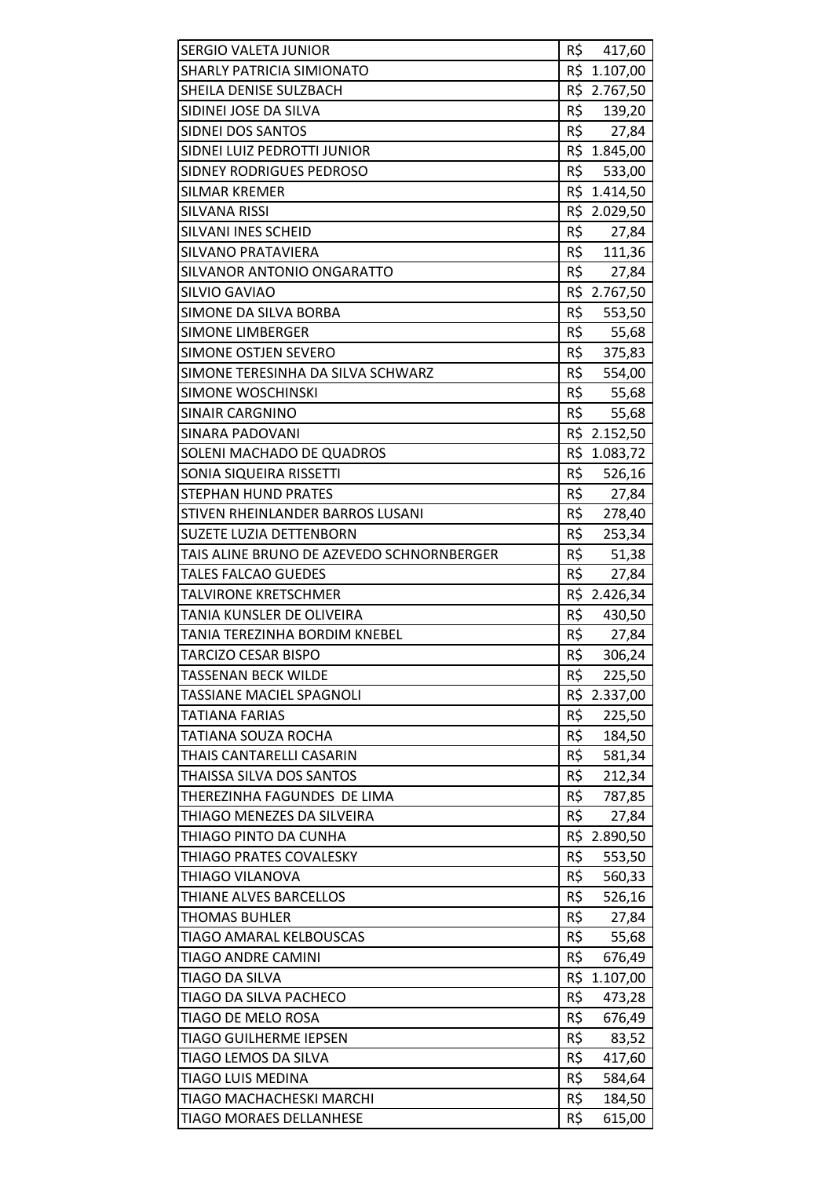| | |
|---|---|
| SERGIO VALETA JUNIOR | R$ 417,60 |
| SHARLY PATRICIA SIMIONATO | R$ 1.107,00 |
| SHEILA DENISE SULZBACH | R$ 2.767,50 |
| SIDINEI JOSE DA SILVA | R$ 139,20 |
| SIDNEI DOS SANTOS | R$ 27,84 |
| SIDNEI LUIZ PEDROTTI JUNIOR | R$ 1.845,00 |
| SIDNEY RODRIGUES PEDROSO | R$ 533,00 |
| SILMAR KREMER | R$ 1.414,50 |
| SILVANA RISSI | R$ 2.029,50 |
| SILVANI INES SCHEID | R$ 27,84 |
| SILVANO PRATAVIERA | R$ 111,36 |
| SILVANOR ANTONIO ONGARATTO | R$ 27,84 |
| SILVIO GAVIAO | R$ 2.767,50 |
| SIMONE DA SILVA BORBA | R$ 553,50 |
| SIMONE LIMBERGER | R$ 55,68 |
| SIMONE OSTJEN SEVERO | R$ 375,83 |
| SIMONE TERESINHA DA SILVA SCHWARZ | R$ 554,00 |
| SIMONE WOSCHINSKI | R$ 55,68 |
| SINAIR CARGNINO | R$ 55,68 |
| SINARA PADOVANI | R$ 2.152,50 |
| SOLENI MACHADO DE QUADROS | R$ 1.083,72 |
| SONIA SIQUEIRA RISSETTI | R$ 526,16 |
| STEPHAN HUND PRATES | R$ 27,84 |
| STIVEN RHEINLANDER BARROS LUSANI | R$ 278,40 |
| SUZETE LUZIA DETTENBORN | R$ 253,34 |
| TAIS ALINE BRUNO DE AZEVEDO SCHNORNBERGER | R$ 51,38 |
| TALES FALCAO GUEDES | R$ 27,84 |
| TALVIRONE KRETSCHMER | R$ 2.426,34 |
| TANIA KUNSLER DE OLIVEIRA | R$ 430,50 |
| TANIA TEREZINHA BORDIM KNEBEL | R$ 27,84 |
| TARCIZO CESAR BISPO | R$ 306,24 |
| TASSENAN BECK WILDE | R$ 225,50 |
| TASSIANE MACIEL SPAGNOLI | R$ 2.337,00 |
| TATIANA FARIAS | R$ 225,50 |
| TATIANA SOUZA ROCHA | R$ 184,50 |
| THAIS CANTARELLI CASARIN | R$ 581,34 |
| THAISSA SILVA DOS SANTOS | R$ 212,34 |
| THEREZINHA FAGUNDES DE LIMA | R$ 787,85 |
| THIAGO MENEZES DA SILVEIRA | R$ 27,84 |
| THIAGO PINTO DA CUNHA | R$ 2.890,50 |
| THIAGO PRATES COVALESKY | R$ 553,50 |
| THIAGO VILANOVA | R$ 560,33 |
| THIANE ALVES BARCELLOS | R$ 526,16 |
| THOMAS BUHLER | R$ 27,84 |
| TIAGO AMARAL KELBOUSCAS | R$ 55,68 |
| TIAGO ANDRE CAMINI | R$ 676,49 |
| TIAGO DA SILVA | R$ 1.107,00 |
| TIAGO DA SILVA PACHECO | R$ 473,28 |
| TIAGO DE MELO ROSA | R$ 676,49 |
| TIAGO GUILHERME IEPSEN | R$ 83,52 |
| TIAGO LEMOS DA SILVA | R$ 417,60 |
| TIAGO LUIS MEDINA | R$ 584,64 |
| TIAGO MACHACHESKI MARCHI | R$ 184,50 |
| TIAGO MORAES DELLANHESE | R$ 615,00 |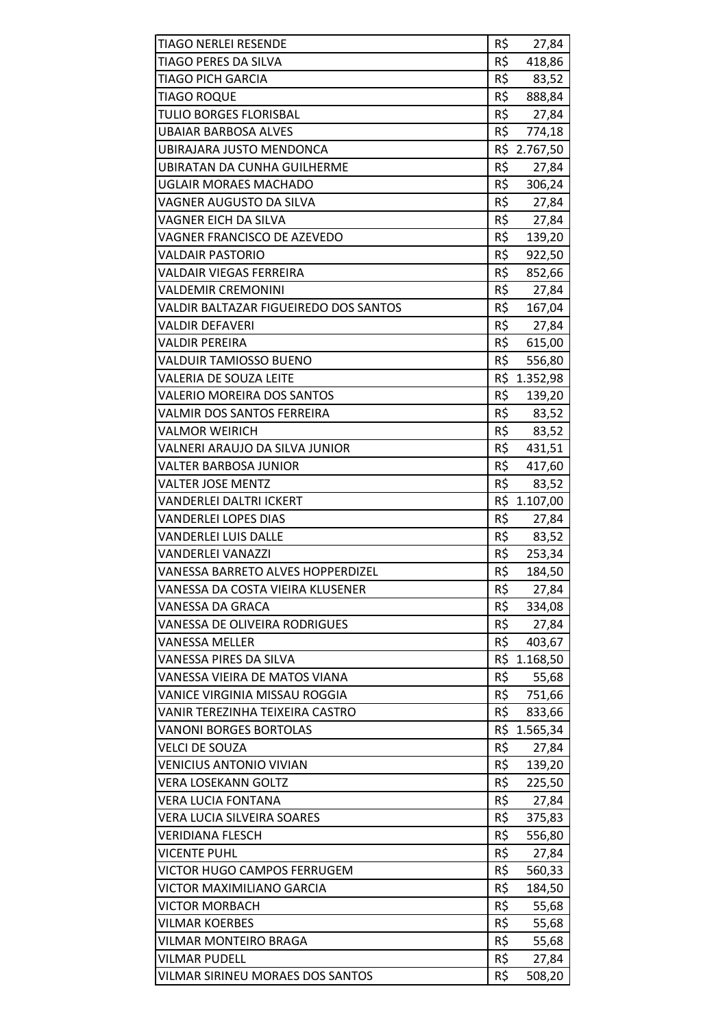| | |
|---|---|
| TIAGO NERLEI RESENDE | R$ 27,84 |
| TIAGO PERES DA SILVA | R$ 418,86 |
| TIAGO PICH GARCIA | R$ 83,52 |
| TIAGO ROQUE | R$ 888,84 |
| TULIO BORGES FLORISBAL | R$ 27,84 |
| UBAIAR BARBOSA ALVES | R$ 774,18 |
| UBIRAJARA JUSTO MENDONCA | R$ 2.767,50 |
| UBIRATAN DA CUNHA GUILHERME | R$ 27,84 |
| UGLAIR MORAES MACHADO | R$ 306,24 |
| VAGNER AUGUSTO DA SILVA | R$ 27,84 |
| VAGNER EICH DA SILVA | R$ 27,84 |
| VAGNER FRANCISCO DE AZEVEDO | R$ 139,20 |
| VALDAIR PASTORIO | R$ 922,50 |
| VALDAIR VIEGAS FERREIRA | R$ 852,66 |
| VALDEMIR CREMONINI | R$ 27,84 |
| VALDIR BALTAZAR FIGUEIREDO DOS SANTOS | R$ 167,04 |
| VALDIR DEFAVERI | R$ 27,84 |
| VALDIR PEREIRA | R$ 615,00 |
| VALDUIR TAMIOSSO BUENO | R$ 556,80 |
| VALERIA DE SOUZA LEITE | R$ 1.352,98 |
| VALERIO MOREIRA DOS SANTOS | R$ 139,20 |
| VALMIR DOS SANTOS FERREIRA | R$ 83,52 |
| VALMOR WEIRICH | R$ 83,52 |
| VALNERI ARAUJO DA SILVA JUNIOR | R$ 431,51 |
| VALTER BARBOSA JUNIOR | R$ 417,60 |
| VALTER JOSE MENTZ | R$ 83,52 |
| VANDERLEI DALTRI ICKERT | R$ 1.107,00 |
| VANDERLEI LOPES DIAS | R$ 27,84 |
| VANDERLEI LUIS DALLE | R$ 83,52 |
| VANDERLEI VANAZZI | R$ 253,34 |
| VANESSA BARRETO ALVES HOPPERDIZEL | R$ 184,50 |
| VANESSA DA COSTA VIEIRA KLUSENER | R$ 27,84 |
| VANESSA DA GRACA | R$ 334,08 |
| VANESSA DE OLIVEIRA RODRIGUES | R$ 27,84 |
| VANESSA MELLER | R$ 403,67 |
| VANESSA PIRES DA SILVA | R$ 1.168,50 |
| VANESSA VIEIRA DE MATOS VIANA | R$ 55,68 |
| VANICE VIRGINIA MISSAU ROGGIA | R$ 751,66 |
| VANIR TEREZINHA TEIXEIRA CASTRO | R$ 833,66 |
| VANONI BORGES BORTOLAS | R$ 1.565,34 |
| VELCI DE SOUZA | R$ 27,84 |
| VENICIUS ANTONIO VIVIAN | R$ 139,20 |
| VERA LOSEKANN GOLTZ | R$ 225,50 |
| VERA LUCIA FONTANA | R$ 27,84 |
| VERA LUCIA SILVEIRA SOARES | R$ 375,83 |
| VERIDIANA FLESCH | R$ 556,80 |
| VICENTE PUHL | R$ 27,84 |
| VICTOR HUGO CAMPOS FERRUGEM | R$ 560,33 |
| VICTOR MAXIMILIANO GARCIA | R$ 184,50 |
| VICTOR MORBACH | R$ 55,68 |
| VILMAR KOERBES | R$ 55,68 |
| VILMAR MONTEIRO BRAGA | R$ 55,68 |
| VILMAR PUDELL | R$ 27,84 |
| VILMAR SIRINEU MORAES DOS SANTOS | R$ 508,20 |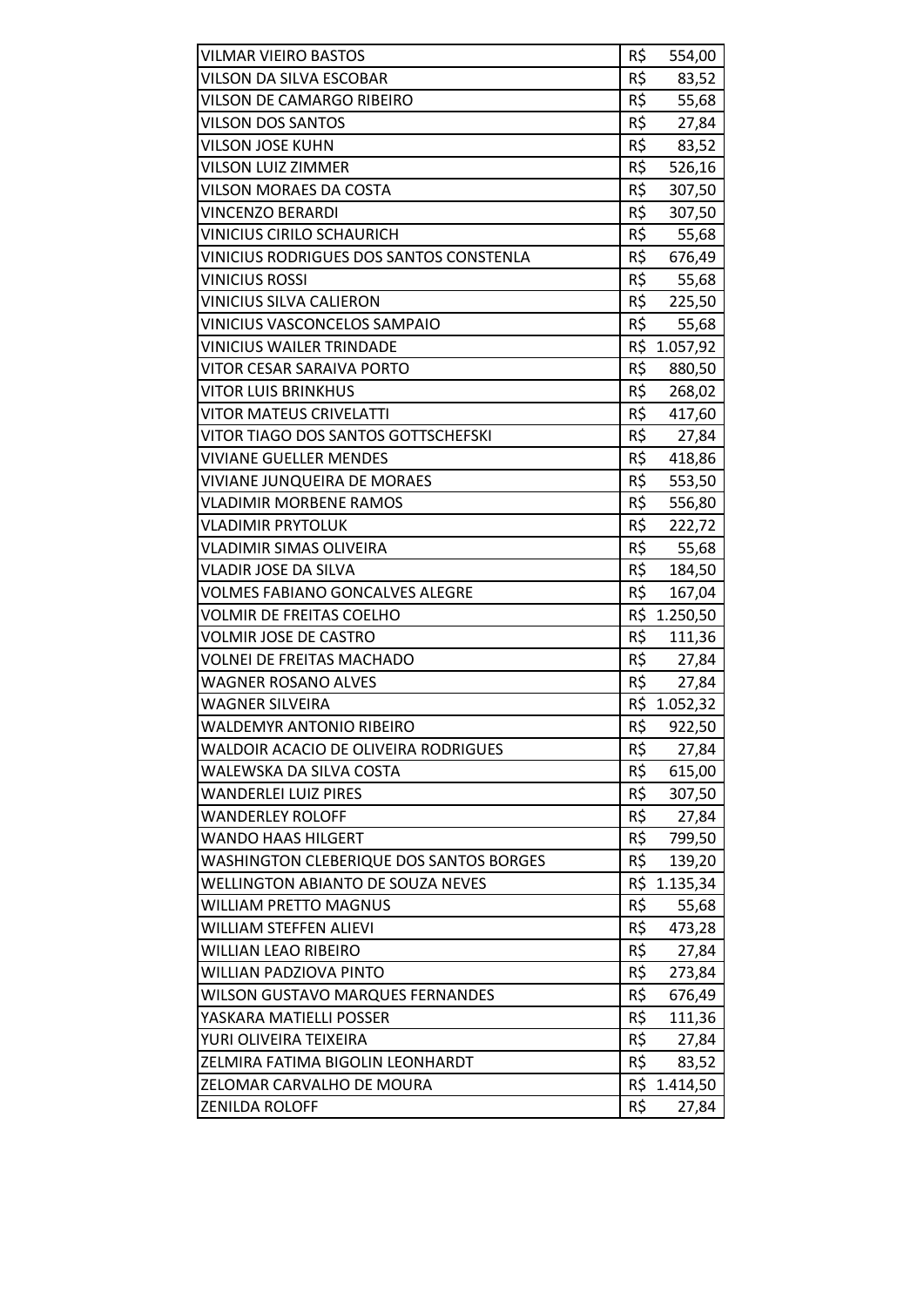| | |
|---|---|
| VILMAR VIEIRO BASTOS | R$ 554,00 |
| VILSON DA SILVA ESCOBAR | R$ 83,52 |
| VILSON DE CAMARGO RIBEIRO | R$ 55,68 |
| VILSON DOS SANTOS | R$ 27,84 |
| VILSON JOSE KUHN | R$ 83,52 |
| VILSON LUIZ ZIMMER | R$ 526,16 |
| VILSON MORAES DA COSTA | R$ 307,50 |
| VINCENZO BERARDI | R$ 307,50 |
| VINICIUS CIRILO SCHAURICH | R$ 55,68 |
| VINICIUS RODRIGUES DOS SANTOS CONSTENLA | R$ 676,49 |
| VINICIUS ROSSI | R$ 55,68 |
| VINICIUS SILVA CALIERON | R$ 225,50 |
| VINICIUS VASCONCELOS SAMPAIO | R$ 55,68 |
| VINICIUS WAILER TRINDADE | R$ 1.057,92 |
| VITOR CESAR SARAIVA PORTO | R$ 880,50 |
| VITOR LUIS BRINKHUS | R$ 268,02 |
| VITOR MATEUS CRIVELATTI | R$ 417,60 |
| VITOR TIAGO DOS SANTOS GOTTSCHEFSKI | R$ 27,84 |
| VIVIANE GUELLER MENDES | R$ 418,86 |
| VIVIANE JUNQUEIRA DE MORAES | R$ 553,50 |
| VLADIMIR MORBENE RAMOS | R$ 556,80 |
| VLADIMIR PRYTOLUK | R$ 222,72 |
| VLADIMIR SIMAS OLIVEIRA | R$ 55,68 |
| VLADIR JOSE DA SILVA | R$ 184,50 |
| VOLMES FABIANO GONCALVES ALEGRE | R$ 167,04 |
| VOLMIR DE FREITAS COELHO | R$ 1.250,50 |
| VOLMIR JOSE DE CASTRO | R$ 111,36 |
| VOLNEI DE FREITAS MACHADO | R$ 27,84 |
| WAGNER ROSANO ALVES | R$ 27,84 |
| WAGNER SILVEIRA | R$ 1.052,32 |
| WALDEMYR ANTONIO RIBEIRO | R$ 922,50 |
| WALDOIR ACACIO DE OLIVEIRA RODRIGUES | R$ 27,84 |
| WALEWSKA DA SILVA COSTA | R$ 615,00 |
| WANDERLEI LUIZ PIRES | R$ 307,50 |
| WANDERLEY ROLOFF | R$ 27,84 |
| WANDO HAAS HILGERT | R$ 799,50 |
| WASHINGTON CLEBERIQUE DOS SANTOS BORGES | R$ 139,20 |
| WELLINGTON ABIANTO DE SOUZA NEVES | R$ 1.135,34 |
| WILLIAM PRETTO MAGNUS | R$ 55,68 |
| WILLIAM STEFFEN ALIEVI | R$ 473,28 |
| WILLIAN LEAO RIBEIRO | R$ 27,84 |
| WILLIAN PADZIOVA PINTO | R$ 273,84 |
| WILSON GUSTAVO MARQUES FERNANDES | R$ 676,49 |
| YASKARA MATIELLI POSSER | R$ 111,36 |
| YURI OLIVEIRA TEIXEIRA | R$ 27,84 |
| ZELMIRA FATIMA BIGOLIN LEONHARDT | R$ 83,52 |
| ZELOMAR CARVALHO DE MOURA | R$ 1.414,50 |
| ZENILDA ROLOFF | R$ 27,84 |